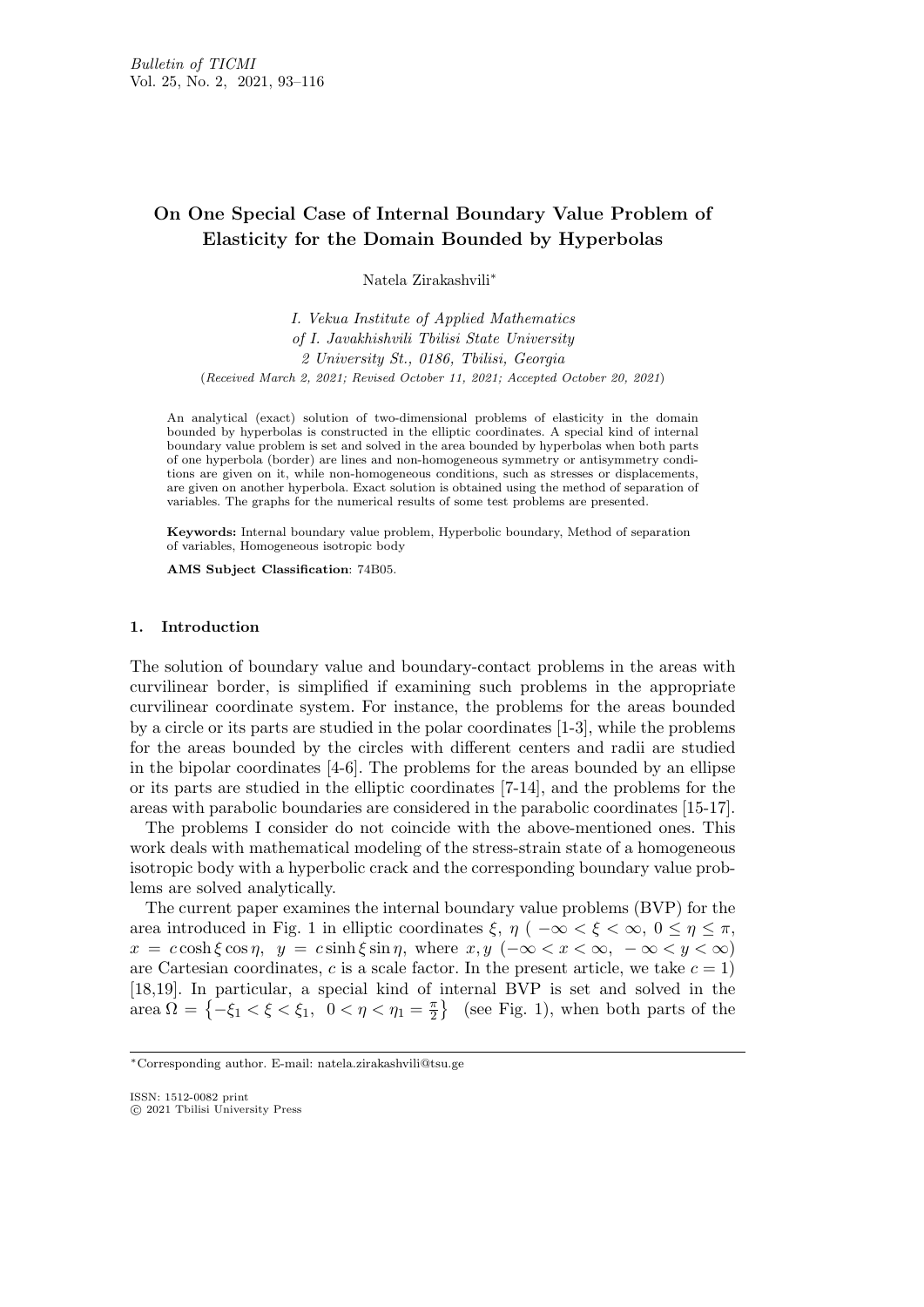# On One Special Case of Internal Boundary Value Problem of Elasticity for the Domain Bounded by Hyperbolas

Natela Zirakashvili*

*I. Vekua Institute of Applied Mathematics*
*of I. Javakhishvili Tbilisi State University*
*2 University St., 0186, Tbilisi, Georgia*
(*Received March 2, 2021; Revised October 11, 2021; Accepted October 20, 2021*)

An analytical (exact) solution of two-dimensional problems of elasticity in the domain bounded by hyperbolas is constructed in the elliptic coordinates. A special kind of internal boundary value problem is set and solved in the area bounded by hyperbolas when both parts of one hyperbola (border) are lines and non-homogeneous symmetry or antisymmetry conditions are given on it, while non-homogeneous conditions, such as stresses or displacements, are given on another hyperbola. Exact solution is obtained using the method of separation of variables. The graphs for the numerical results of some test problems are presented.

**Keywords:** Internal boundary value problem, Hyperbolic boundary, Method of separation of variables, Homogeneous isotropic body

**AMS Subject Classification**: 74B05.

## 1. Introduction

The solution of boundary value and boundary-contact problems in the areas with curvilinear border, is simplified if examining such problems in the appropriate curvilinear coordinate system. For instance, the problems for the areas bounded by a circle or its parts are studied in the polar coordinates [1-3], while the problems for the areas bounded by the circles with different centers and radii are studied in the bipolar coordinates [4-6]. The problems for the areas bounded by an ellipse or its parts are studied in the elliptic coordinates [7-14], and the problems for the areas with parabolic boundaries are considered in the parabolic coordinates [15-17].

The problems I consider do not coincide with the above-mentioned ones. This work deals with mathematical modeling of the stress-strain state of a homogeneous isotropic body with a hyperbolic crack and the corresponding boundary value problems are solved analytically.

The current paper examines the internal boundary value problems (BVP) for the area introduced in Fig. 1 in elliptic coordinates $\xi$, $\eta$ ( $-\infty < \xi < \infty$, $0 \leq \eta \leq \pi$, $x = c\cosh\xi\cos\eta$, $y = c\sinh\xi\sin\eta$, where $x, y$ $(-\infty < x < \infty, \ -\infty < y < \infty)$ are Cartesian coordinates, $c$ is a scale factor. In the present article, we take $c = 1$) [18,19]. In particular, a special kind of internal BVP is set and solved in the area $\Omega = \left\{-\xi_1 < \xi < \xi_1, \ 0 < \eta < \eta_1 = \frac{\pi}{2}\right\}$ (see Fig. 1), when both parts of the

*Corresponding author. E-mail: natela.zirakashvili@tsu.ge

ISSN: 1512-0082 print
© 2021 Tbilisi University Press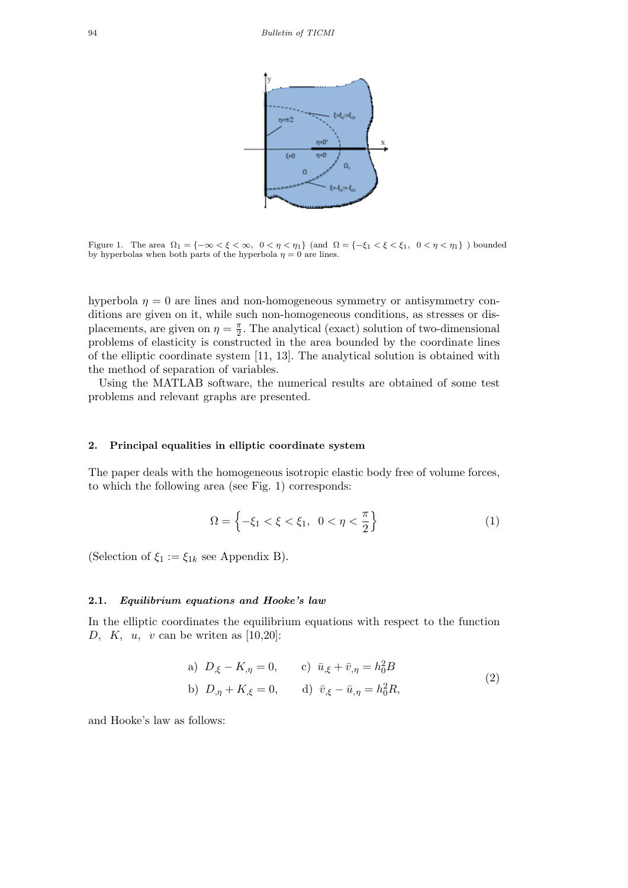Figure 1. The area $\Omega_1 = \{-\infty < \xi < \infty,\ 0 < \eta < \eta_1\}$ (and $\Omega = \{-\xi_1 < \xi < \xi_1,\ 0 < \eta < \eta_1\}$ ) bounded by hyperbolas when both parts of the hyperbola $\eta = 0$ are lines.

hyperbola $\eta = 0$ are lines and non-homogeneous symmetry or antisymmetry conditions are given on it, while such non-homogeneous conditions, as stresses or displacements, are given on $\eta = \frac{\pi}{2}$. The analytical (exact) solution of two-dimensional problems of elasticity is constructed in the area bounded by the coordinate lines of the elliptic coordinate system [11, 13]. The analytical solution is obtained with the method of separation of variables.

Using the MATLAB software, the numerical results are obtained of some test problems and relevant graphs are presented.

## 2. Principal equalities in elliptic coordinate system

The paper deals with the homogeneous isotropic elastic body free of volume forces, to which the following area (see Fig. 1) corresponds:

$$\Omega = \left\{-\xi_1 < \xi < \xi_1,\ 0 < \eta < \frac{\pi}{2}\right\} \tag{1}$$

(Selection of $\xi_1 := \xi_{1k}$ see Appendix B).

### 2.1. *Equilibrium equations and Hooke's law*

In the elliptic coordinates the equilibrium equations with respect to the function $D,\ K,\ u,\ v$ can be writen as [10,20]:

$$\begin{aligned} &\text{a) } D_{,\xi} - K_{,\eta} = 0, \qquad \text{c) } \bar{u}_{,\xi} + \bar{v}_{,\eta} = h_0^2 B \\ &\text{b) } D_{,\eta} + K_{,\xi} = 0, \qquad \text{d) } \bar{v}_{,\xi} - \bar{u}_{,\eta} = h_0^2 R, \end{aligned} \tag{2}$$

and Hooke's law as follows: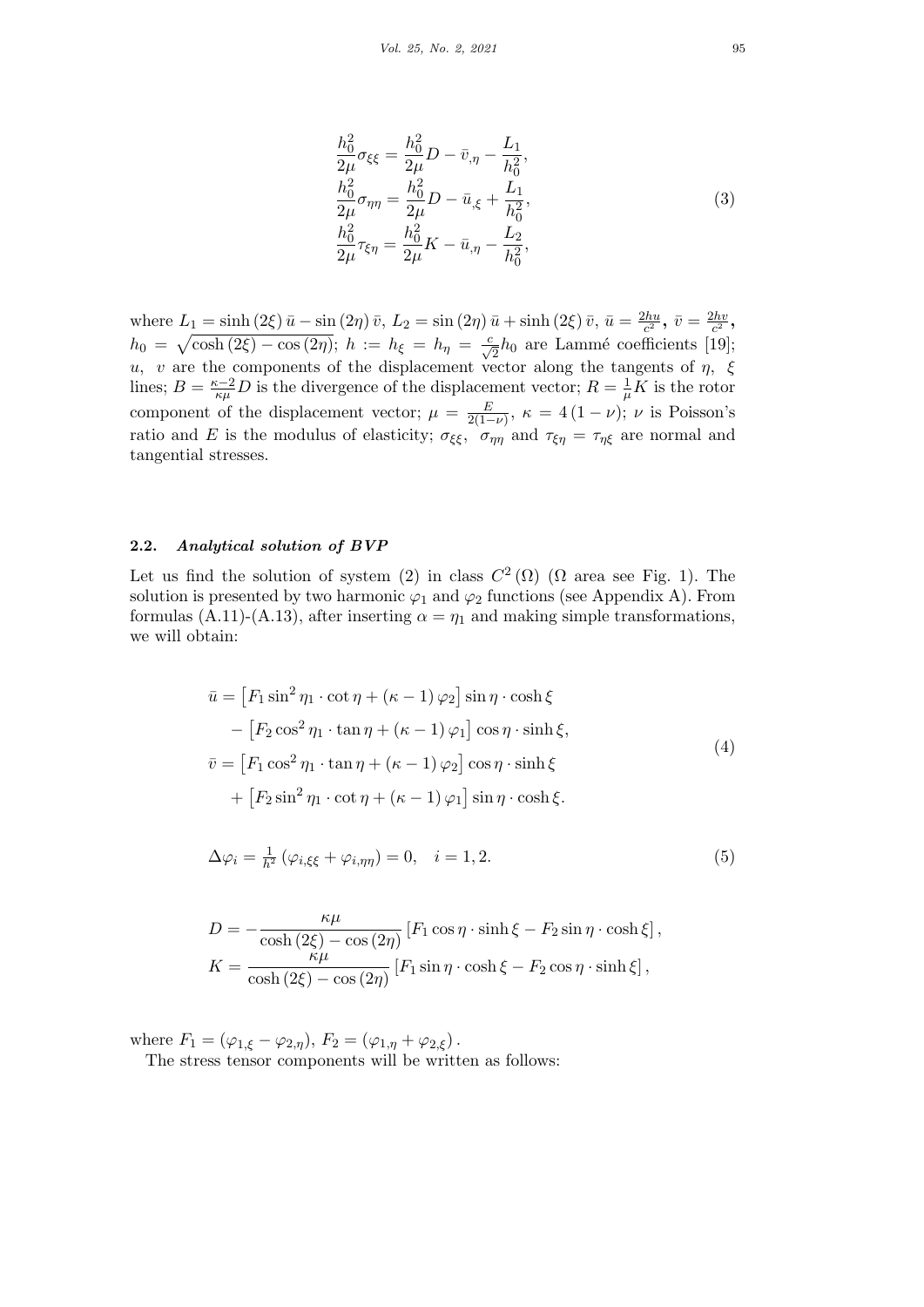$$
\begin{aligned}
\frac{h_0^2}{2\mu}\sigma_{\xi\xi} &= \frac{h_0^2}{2\mu}D - \bar{v}_{,\eta} - \frac{L_1}{h_0^2},\\
\frac{h_0^2}{2\mu}\sigma_{\eta\eta} &= \frac{h_0^2}{2\mu}D - \bar{u}_{,\xi} + \frac{L_1}{h_0^2},\\
\frac{h_0^2}{2\mu}\tau_{\xi\eta} &= \frac{h_0^2}{2\mu}K - \bar{u}_{,\eta} - \frac{L_2}{h_0^2},
\end{aligned} \tag{3}
$$

where $L_1 = \sinh(2\xi)\,\bar{u} - \sin(2\eta)\,\bar{v}$, $L_2 = \sin(2\eta)\,\bar{u} + \sinh(2\xi)\,\bar{v}$, $\bar{u} = \frac{2hu}{c^2}$, $\bar{v} = \frac{2hv}{c^2}$, $h_0 = \sqrt{\cosh(2\xi) - \cos(2\eta)}$; $h := h_\xi = h_\eta = \frac{c}{\sqrt{2}}h_0$ are Lammé coefficients [19]; $u$, $v$ are the components of the displacement vector along the tangents of $\eta$, $\xi$ lines; $B = \frac{\kappa-2}{\kappa\mu}D$ is the divergence of the displacement vector; $R = \frac{1}{\mu}K$ is the rotor component of the displacement vector; $\mu = \frac{E}{2(1-\nu)}$, $\kappa = 4(1-\nu)$; $\nu$ is Poisson's ratio and $E$ is the modulus of elasticity; $\sigma_{\xi\xi}$, $\sigma_{\eta\eta}$ and $\tau_{\xi\eta} = \tau_{\eta\xi}$ are normal and tangential stresses.

### 2.2. *Analytical solution of BVP*

Let us find the solution of system (2) in class $C^2(\Omega)$ ($\Omega$ area see Fig. 1). The solution is presented by two harmonic $\varphi_1$ and $\varphi_2$ functions (see Appendix A). From formulas (A.11)-(A.13), after inserting $\alpha = \eta_1$ and making simple transformations, we will obtain:

$$
\begin{aligned}
\bar{u} &= \left[F_1 \sin^2\eta_1 \cdot \cot\eta + (\kappa-1)\,\varphi_2\right]\sin\eta\cdot\cosh\xi\\
&\quad - \left[F_2\cos^2\eta_1\cdot\tan\eta + (\kappa-1)\,\varphi_1\right]\cos\eta\cdot\sinh\xi,\\
\bar{v} &= \left[F_1\cos^2\eta_1\cdot\tan\eta + (\kappa-1)\,\varphi_2\right]\cos\eta\cdot\sinh\xi\\
&\quad + \left[F_2\sin^2\eta_1\cdot\cot\eta + (\kappa-1)\,\varphi_1\right]\sin\eta\cdot\cosh\xi.
\end{aligned} \tag{4}
$$

$$
\Delta\varphi_i = \tfrac{1}{h^2}\left(\varphi_{i,\xi\xi} + \varphi_{i,\eta\eta}\right) = 0, \quad i = 1,2. \tag{5}
$$

$$
\begin{aligned}
D &= -\frac{\kappa\mu}{\cosh(2\xi) - \cos(2\eta)}\left[F_1\cos\eta\cdot\sinh\xi - F_2\sin\eta\cdot\cosh\xi\right],\\
K &= \frac{\kappa\mu}{\cosh(2\xi) - \cos(2\eta)}\left[F_1\sin\eta\cdot\cosh\xi - F_2\cos\eta\cdot\sinh\xi\right],
\end{aligned}
$$

where $F_1 = (\varphi_{1,\xi} - \varphi_{2,\eta})$, $F_2 = (\varphi_{1,\eta} + \varphi_{2,\xi})$.

The stress tensor components will be written as follows: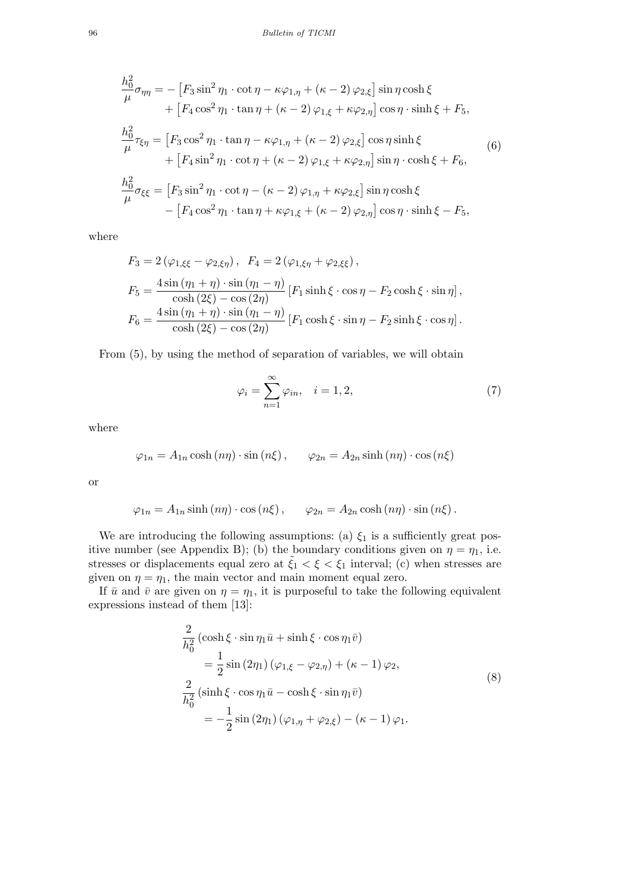$$
\begin{aligned}
\frac{h_0^2}{\mu}\sigma_{\eta\eta} &= -\left[F_3 \sin^2\eta_1 \cdot \cot\eta - \kappa\varphi_{1,\eta} + (\kappa-2)\,\varphi_{2,\xi}\right]\sin\eta\cosh\xi \\
&\quad + \left[F_4 \cos^2\eta_1 \cdot \tan\eta + (\kappa-2)\,\varphi_{1,\xi} + \kappa\varphi_{2,\eta}\right]\cos\eta \cdot \sinh\xi + F_5, \\
\frac{h_0^2}{\mu}\tau_{\xi\eta} &= \left[F_3 \cos^2\eta_1 \cdot \tan\eta - \kappa\varphi_{1,\eta} + (\kappa-2)\,\varphi_{2,\xi}\right]\cos\eta\sinh\xi \\
&\quad + \left[F_4 \sin^2\eta_1 \cdot \cot\eta + (\kappa-2)\,\varphi_{1,\xi} + \kappa\varphi_{2,\eta}\right]\sin\eta \cdot \cosh\xi + F_6, \\
\frac{h_0^2}{\mu}\sigma_{\xi\xi} &= \left[F_3 \sin^2\eta_1 \cdot \cot\eta - (\kappa-2)\,\varphi_{1,\eta} + \kappa\varphi_{2,\xi}\right]\sin\eta\cosh\xi \\
&\quad - \left[F_4 \cos^2\eta_1 \cdot \tan\eta + \kappa\varphi_{1,\xi} + (\kappa-2)\,\varphi_{2,\eta}\right]\cos\eta \cdot \sinh\xi - F_5,
\end{aligned}
\tag{6}
$$

where

$$
\begin{aligned}
&F_3 = 2\left(\varphi_{1,\xi\xi} - \varphi_{2,\xi\eta}\right), \quad F_4 = 2\left(\varphi_{1,\xi\eta} + \varphi_{2,\xi\xi}\right), \\
&F_5 = \frac{4\sin(\eta_1+\eta)\cdot\sin(\eta_1-\eta)}{\cosh(2\xi) - \cos(2\eta)}\left[F_1 \sinh\xi \cdot \cos\eta - F_2 \cosh\xi \cdot \sin\eta\right], \\
&F_6 = \frac{4\sin(\eta_1+\eta)\cdot\sin(\eta_1-\eta)}{\cosh(2\xi) - \cos(2\eta)}\left[F_1 \cosh\xi \cdot \sin\eta - F_2 \sinh\xi \cdot \cos\eta\right].
\end{aligned}
$$

From (5), by using the method of separation of variables, we will obtain

$$
\varphi_i = \sum_{n=1}^{\infty} \varphi_{in}, \quad i = 1, 2, \tag{7}
$$

where

$$
\varphi_{1n} = A_{1n}\cosh(n\eta)\cdot\sin(n\xi), \qquad \varphi_{2n} = A_{2n}\sinh(n\eta)\cdot\cos(n\xi)
$$

or

$$
\varphi_{1n} = A_{1n}\sinh(n\eta)\cdot\cos(n\xi), \qquad \varphi_{2n} = A_{2n}\cosh(n\eta)\cdot\sin(n\xi).
$$

We are introducing the following assumptions: (a) $\xi_1$ is a sufficiently great positive number (see Appendix B); (b) the boundary conditions given on $\eta = \eta_1$, i.e. stresses or displacements equal zero at $\tilde{\xi_1} < \xi < \xi_1$ interval; (c) when stresses are given on $\eta = \eta_1$, the main vector and main moment equal zero.

If $\bar{u}$ and $\bar{v}$ are given on $\eta = \eta_1$, it is purposeful to take the following equivalent expressions instead of them [13]:

$$
\begin{aligned}
&\frac{2}{h_0^2}\left(\cosh\xi \cdot \sin\eta_1 \bar{u} + \sinh\xi \cdot \cos\eta_1 \bar{v}\right) \\
&\qquad = \frac{1}{2}\sin(2\eta_1)\left(\varphi_{1,\xi} - \varphi_{2,\eta}\right) + (\kappa-1)\,\varphi_2, \\
&\frac{2}{h_0^2}\left(\sinh\xi \cdot \cos\eta_1 \bar{u} - \cosh\xi \cdot \sin\eta_1 \bar{v}\right) \\
&\qquad = -\frac{1}{2}\sin(2\eta_1)\left(\varphi_{1,\eta} + \varphi_{2,\xi}\right) - (\kappa-1)\,\varphi_1.
\end{aligned}
\tag{8}
$$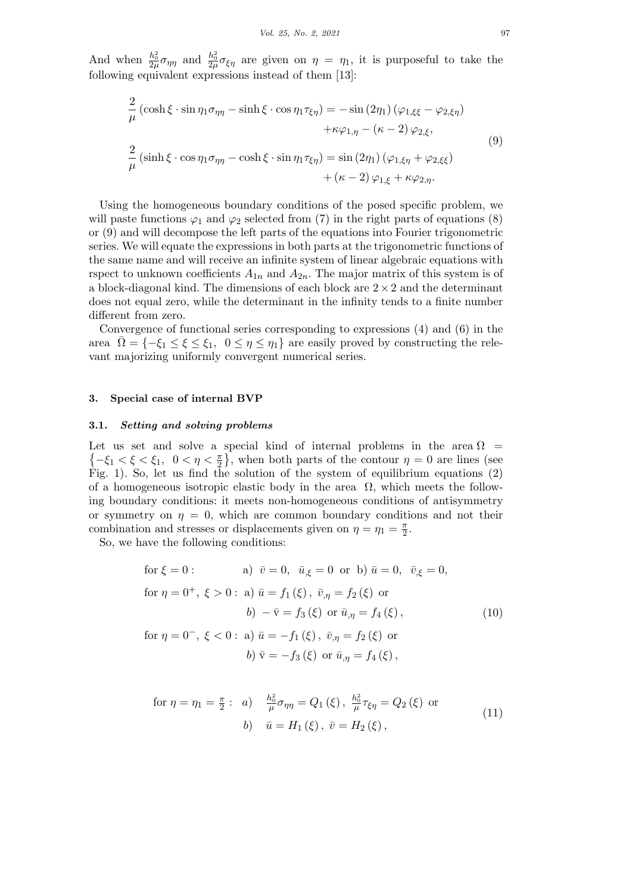And when $\frac{h_0^2}{2\mu}\sigma_{\eta\eta}$ and $\frac{h_0^2}{2\mu}\sigma_{\xi\eta}$ are given on $\eta = \eta_1$, it is purposeful to take the following equivalent expressions instead of them [13]:

$$
\begin{aligned}
\frac{2}{\mu}\left(\cosh\xi \cdot \sin\eta_1 \sigma_{\eta\eta} - \sinh\xi \cdot \cos\eta_1 \tau_{\xi\eta}\right) &= -\sin\left(2\eta_1\right)\left(\varphi_{1,\xi\xi} - \varphi_{2,\xi\eta}\right) \\
&\quad + \kappa\varphi_{1,\eta} - \left(\kappa - 2\right)\varphi_{2,\xi}, \\
\frac{2}{\mu}\left(\sinh\xi \cdot \cos\eta_1 \sigma_{\eta\eta} - \cosh\xi \cdot \sin\eta_1 \tau_{\xi\eta}\right) &= \sin\left(2\eta_1\right)\left(\varphi_{1,\xi\eta} + \varphi_{2,\xi\xi}\right) \\
&\quad + \left(\kappa - 2\right)\varphi_{1,\xi} + \kappa\varphi_{2,\eta}.
\end{aligned}
\tag{9}
$$

Using the homogeneous boundary conditions of the posed specific problem, we will paste functions $\varphi_1$ and $\varphi_2$ selected from (7) in the right parts of equations (8) or (9) and will decompose the left parts of the equations into Fourier trigonometric series. We will equate the expressions in both parts at the trigonometric functions of the same name and will receive an infinite system of linear algebraic equations with rspect to unknown coefficients $A_{1n}$ and $A_{2n}$. The major matrix of this system is of a block-diagonal kind. The dimensions of each block are $2 \times 2$ and the determinant does not equal zero, while the determinant in the infinity tends to a finite number different from zero.

Convergence of functional series corresponding to expressions (4) and (6) in the area $\bar{\Omega} = \{-\xi_1 \leq \xi \leq \xi_1,\ 0 \leq \eta \leq \eta_1\}$ are easily proved by constructing the relevant majorizing uniformly convergent numerical series.

## 3. Special case of internal BVP

### 3.1. *Setting and solving problems*

Let us set and solve a special kind of internal problems in the area $\Omega = \left\{-\xi_1 < \xi < \xi_1,\ 0 < \eta < \frac{\pi}{2}\right\}$, when both parts of the contour $\eta = 0$ are lines (see Fig. 1). So, let us find the solution of the system of equilibrium equations (2) of a homogeneous isotropic elastic body in the area $\Omega$, which meets the following boundary conditions: it meets non-homogeneous conditions of antisymmetry or symmetry on $\eta = 0$, which are common boundary conditions and not their combination and stresses or displacements given on $\eta = \eta_1 = \frac{\pi}{2}$.

So, we have the following conditions:

$$
\begin{aligned}
&\text{for } \xi = 0: && \text{a) } \bar{v} = 0,\ \bar{u}_{,\xi} = 0 \text{ or b) } \bar{u} = 0,\ \bar{v}_{,\xi} = 0, \\
&\text{for } \eta = 0^{+},\ \xi > 0: && \text{a) } \bar{u} = f_1(\xi),\ \bar{v}_{,\eta} = f_2(\xi) \text{ or} \\
& && b) - \bar{v} = f_3(\xi) \text{ or } \bar{u}_{,\eta} = f_4(\xi), \\
&\text{for } \eta = 0^{-},\ \xi < 0: && \text{a) } \bar{u} = -f_1(\xi),\ \bar{v}_{,\eta} = f_2(\xi) \text{ or} \\
& && b)\ \bar{v} = -f_3(\xi) \text{ or } \bar{u}_{,\eta} = f_4(\xi),
\end{aligned}
\tag{10}
$$

$$
\begin{aligned}
\text{for } \eta = \eta_1 = \tfrac{\pi}{2}: \quad & a) \quad \tfrac{h_0^2}{\mu}\sigma_{\eta\eta} = Q_1(\xi),\ \tfrac{h_0^2}{\mu}\tau_{\xi\eta} = Q_2(\xi) \text{ or} \\
& b) \quad \bar{u} = H_1(\xi),\ \bar{v} = H_2(\xi),
\end{aligned}
\tag{11}
$$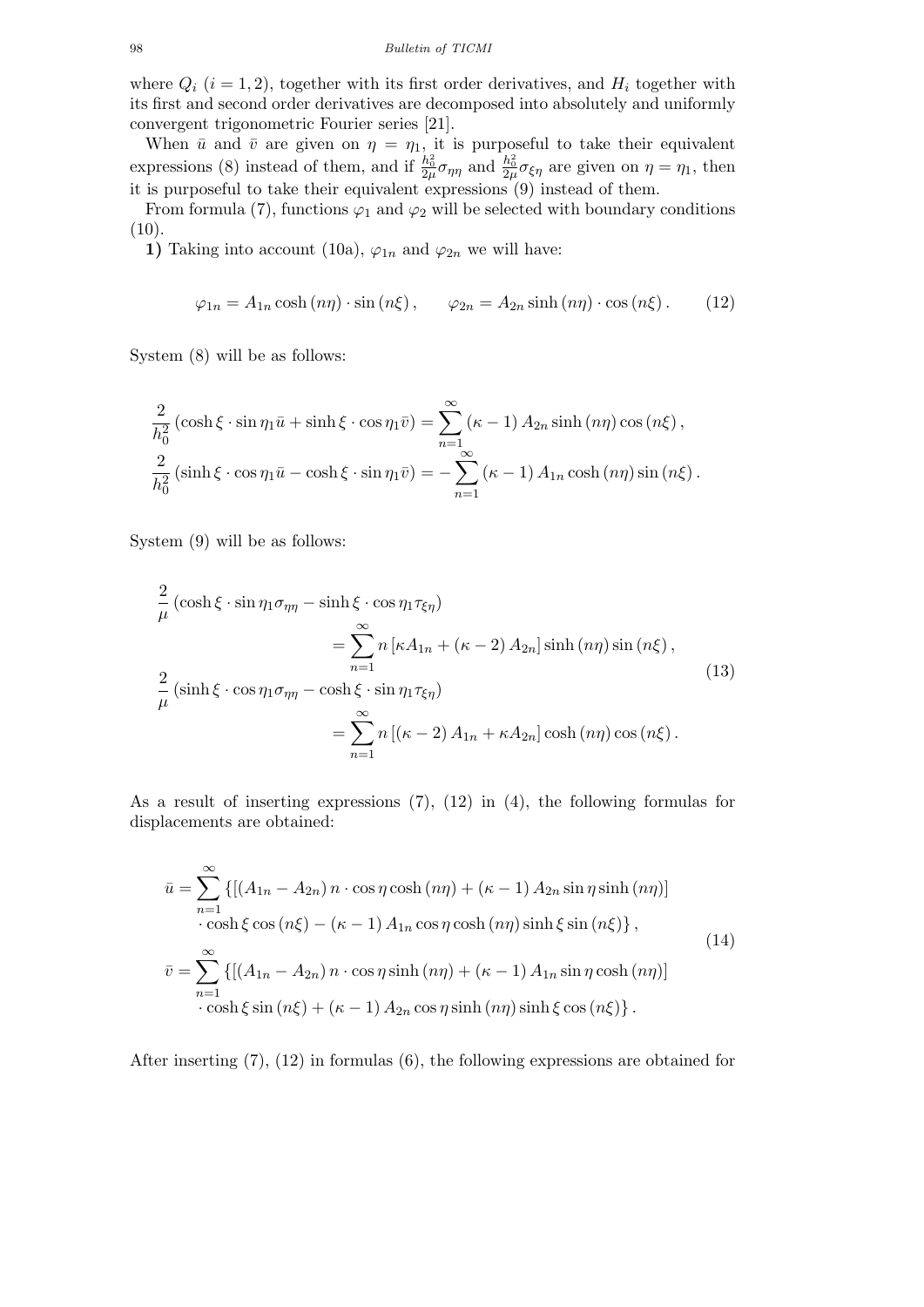where $Q_i$ $(i = 1, 2)$, together with its first order derivatives, and $H_i$ together with its first and second order derivatives are decomposed into absolutely and uniformly convergent trigonometric Fourier series [21].

When $\bar{u}$ and $\bar{v}$ are given on $\eta = \eta_1$, it is purposeful to take their equivalent expressions (8) instead of them, and if $\frac{h_0^2}{2\mu}\sigma_{\eta\eta}$ and $\frac{h_0^2}{2\mu}\sigma_{\xi\eta}$ are given on $\eta = \eta_1$, then it is purposeful to take their equivalent expressions (9) instead of them.

From formula (7), functions $\varphi_1$ and $\varphi_2$ will be selected with boundary conditions (10).

**1)** Taking into account (10a), $\varphi_{1n}$ and $\varphi_{2n}$ we will have:

$$\varphi_{1n} = A_{1n} \cosh(n\eta) \cdot \sin(n\xi), \qquad \varphi_{2n} = A_{2n} \sinh(n\eta) \cdot \cos(n\xi). \tag{12}$$

System (8) will be as follows:

$$\begin{aligned}
&\frac{2}{h_0^2}\left(\cosh\xi \cdot \sin\eta_1 \bar{u} + \sinh\xi \cdot \cos\eta_1 \bar{v}\right) = \sum_{n=1}^{\infty} (\kappa - 1) A_{2n} \sinh(n\eta) \cos(n\xi), \\
&\frac{2}{h_0^2}\left(\sinh\xi \cdot \cos\eta_1 \bar{u} - \cosh\xi \cdot \sin\eta_1 \bar{v}\right) = -\sum_{n=1}^{\infty} (\kappa - 1) A_{1n} \cosh(n\eta) \sin(n\xi).
\end{aligned}$$

System (9) will be as follows:

$$\begin{aligned}
&\frac{2}{\mu}\left(\cosh\xi \cdot \sin\eta_1 \sigma_{\eta\eta} - \sinh\xi \cdot \cos\eta_1 \tau_{\xi\eta}\right) \\
&\qquad\qquad = \sum_{n=1}^{\infty} n \left[\kappa A_{1n} + (\kappa - 2) A_{2n}\right] \sinh(n\eta) \sin(n\xi), \\
&\frac{2}{\mu}\left(\sinh\xi \cdot \cos\eta_1 \sigma_{\eta\eta} - \cosh\xi \cdot \sin\eta_1 \tau_{\xi\eta}\right) \\
&\qquad\qquad = \sum_{n=1}^{\infty} n \left[(\kappa - 2) A_{1n} + \kappa A_{2n}\right] \cosh(n\eta) \cos(n\xi).
\end{aligned} \tag{13}$$

As a result of inserting expressions (7), (12) in (4), the following formulas for displacements are obtained:

$$\begin{aligned}
\bar{u} = \sum_{n=1}^{\infty} \{&\left[(A_{1n} - A_{2n})\, n \cdot \cos\eta \cosh(n\eta) + (\kappa - 1) A_{2n} \sin\eta \sinh(n\eta)\right] \\
&\cdot \cosh\xi \cos(n\xi) - (\kappa - 1) A_{1n} \cos\eta \cosh(n\eta) \sinh\xi \sin(n\xi)\}, \\
\bar{v} = \sum_{n=1}^{\infty} \{&\left[(A_{1n} - A_{2n})\, n \cdot \cos\eta \sinh(n\eta) + (\kappa - 1) A_{1n} \sin\eta \cosh(n\eta)\right] \\
&\cdot \cosh\xi \sin(n\xi) + (\kappa - 1) A_{2n} \cos\eta \sinh(n\eta) \sinh\xi \cos(n\xi)\}.
\end{aligned} \tag{14}$$

After inserting (7), (12) in formulas (6), the following expressions are obtained for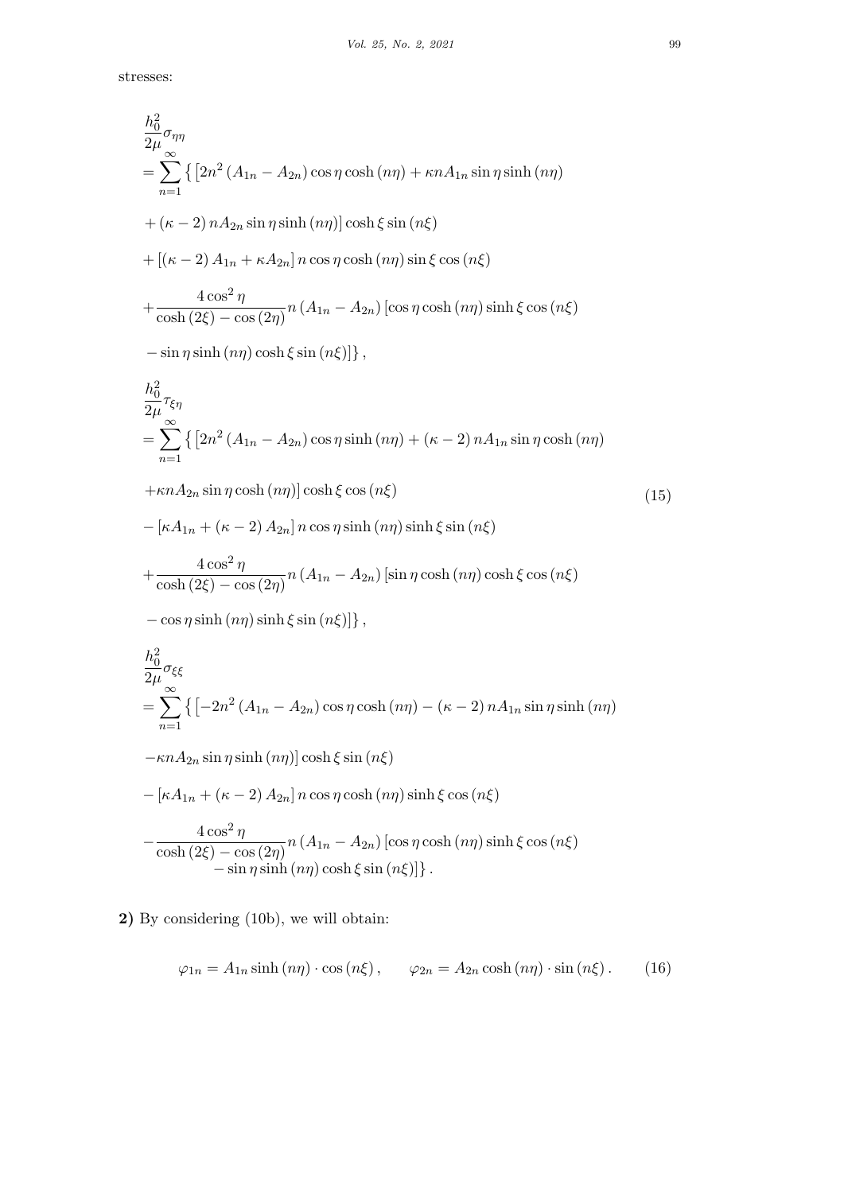stresses:

$$
\begin{aligned}
&\frac{h_0^2}{2\mu}\sigma_{\eta\eta} \\
&= \sum_{n=1}^{\infty} \big\{ \left[2n^2 \left(A_{1n} - A_{2n}\right) \cos\eta \cosh\left(n\eta\right) + \kappa n A_{1n} \sin\eta \sinh\left(n\eta\right) \right. \\
&\left. + \left(\kappa - 2\right) n A_{2n} \sin\eta \sinh\left(n\eta\right)\right] \cosh\xi \sin\left(n\xi\right) \\
&+ \left[\left(\kappa - 2\right) A_{1n} + \kappa A_{2n}\right] n \cos\eta \cosh\left(n\eta\right) \sin\xi \cos\left(n\xi\right) \\
&+ \frac{4\cos^2\eta}{\cosh\left(2\xi\right) - \cos\left(2\eta\right)} n \left(A_{1n} - A_{2n}\right) \left[\cos\eta \cosh\left(n\eta\right) \sinh\xi \cos\left(n\xi\right)\right. \\
&\left. - \sin\eta \sinh\left(n\eta\right) \cosh\xi \sin\left(n\xi\right)\right] \big\}, \\
&\frac{h_0^2}{2\mu}\tau_{\xi\eta} \\
&= \sum_{n=1}^{\infty} \big\{ \left[2n^2 \left(A_{1n} - A_{2n}\right) \cos\eta \sinh\left(n\eta\right) + \left(\kappa - 2\right) n A_{1n} \sin\eta \cosh\left(n\eta\right) \right. \\
&\left. + \kappa n A_{2n} \sin\eta \cosh\left(n\eta\right)\right] \cosh\xi \cos\left(n\xi\right) \\
&- \left[\kappa A_{1n} + \left(\kappa - 2\right) A_{2n}\right] n \cos\eta \sinh\left(n\eta\right) \sinh\xi \sin\left(n\xi\right) \\
&+ \frac{4\cos^2\eta}{\cosh\left(2\xi\right) - \cos\left(2\eta\right)} n \left(A_{1n} - A_{2n}\right) \left[\sin\eta \cosh\left(n\eta\right) \cosh\xi \cos\left(n\xi\right)\right. \\
&\left. - \cos\eta \sinh\left(n\eta\right) \sinh\xi \sin\left(n\xi\right)\right] \big\}, \\
&\frac{h_0^2}{2\mu}\sigma_{\xi\xi} \\
&= \sum_{n=1}^{\infty} \big\{ \left[-2n^2 \left(A_{1n} - A_{2n}\right) \cos\eta \cosh\left(n\eta\right) - \left(\kappa - 2\right) n A_{1n} \sin\eta \sinh\left(n\eta\right) \right. \\
&\left. - \kappa n A_{2n} \sin\eta \sinh\left(n\eta\right)\right] \cosh\xi \sin\left(n\xi\right) \\
&- \left[\kappa A_{1n} + \left(\kappa - 2\right) A_{2n}\right] n \cos\eta \cosh\left(n\eta\right) \sinh\xi \cos\left(n\xi\right) \\
&- \frac{4\cos^2\eta}{\cosh\left(2\xi\right) - \cos\left(2\eta\right)} n \left(A_{1n} - A_{2n}\right) \left[\cos\eta \cosh\left(n\eta\right) \sinh\xi \cos\left(n\xi\right)\right. \\
&\left. - \sin\eta \sinh\left(n\eta\right) \cosh\xi \sin\left(n\xi\right)\right] \big\}.
\end{aligned}
\tag{15}
$$

**2)** By considering (10b), we will obtain:

$$
\varphi_{1n} = A_{1n} \sinh\left(n\eta\right) \cdot \cos\left(n\xi\right), \qquad \varphi_{2n} = A_{2n} \cosh\left(n\eta\right) \cdot \sin\left(n\xi\right). \tag{16}
$$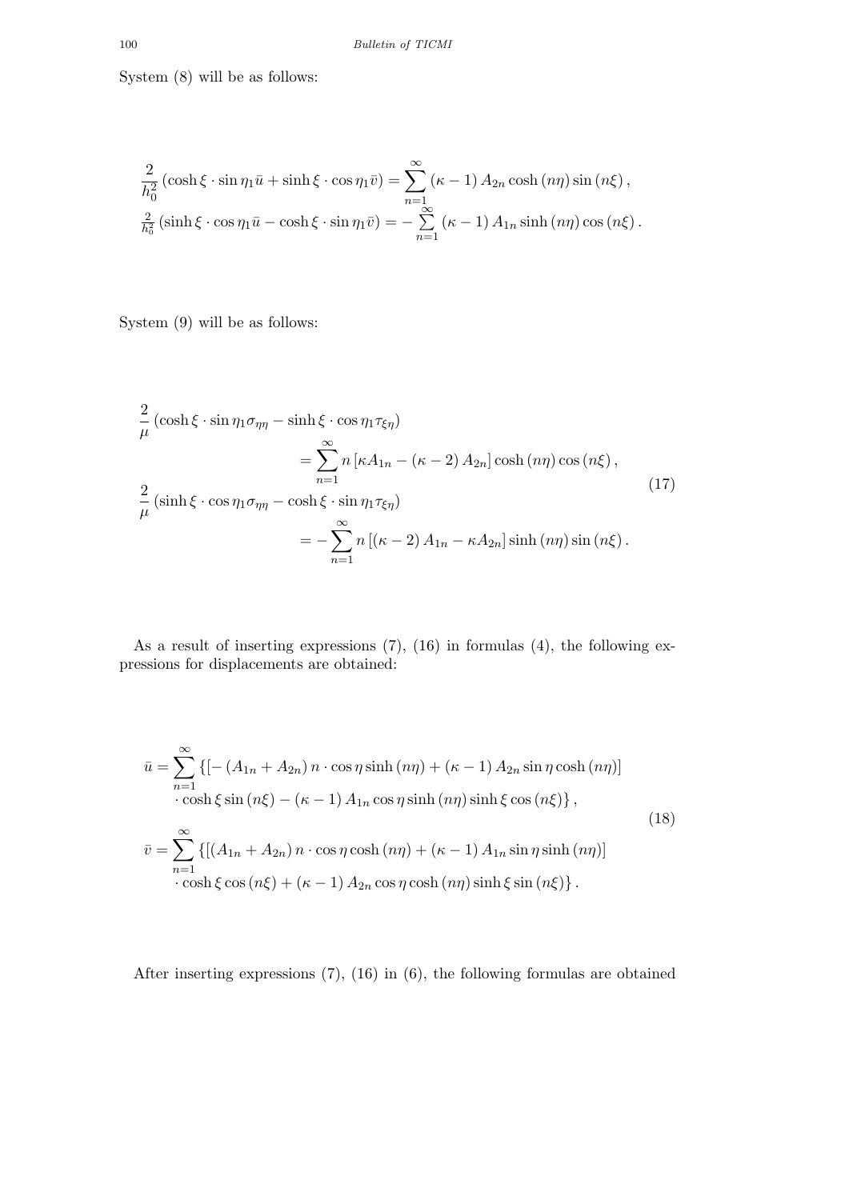System (8) will be as follows:

$$
\begin{aligned}
&\frac{2}{h_0^2}\left(\cosh\xi \cdot \sin\eta_1 \bar{u} + \sinh\xi \cdot \cos\eta_1 \bar{v}\right) = \sum_{n=1}^{\infty} (\kappa-1) A_{2n} \cosh(n\eta) \sin(n\xi), \\
&\frac{2}{h_0^2}\left(\sinh\xi \cdot \cos\eta_1 \bar{u} - \cosh\xi \cdot \sin\eta_1 \bar{v}\right) = -\sum_{n=1}^{\infty} (\kappa-1) A_{1n} \sinh(n\eta) \cos(n\xi).
\end{aligned}
$$

System (9) will be as follows:

$$
\begin{aligned}
&\frac{2}{\mu}\left(\cosh\xi \cdot \sin\eta_1 \sigma_{\eta\eta} - \sinh\xi \cdot \cos\eta_1 \tau_{\xi\eta}\right) \\
&\qquad = \sum_{n=1}^{\infty} n\left[\kappa A_{1n} - (\kappa-2) A_{2n}\right] \cosh(n\eta) \cos(n\xi), \\
&\frac{2}{\mu}\left(\sinh\xi \cdot \cos\eta_1 \sigma_{\eta\eta} - \cosh\xi \cdot \sin\eta_1 \tau_{\xi\eta}\right) \\
&\qquad = -\sum_{n=1}^{\infty} n\left[(\kappa-2) A_{1n} - \kappa A_{2n}\right] \sinh(n\eta) \sin(n\xi).
\end{aligned}
\tag{17}
$$

As a result of inserting expressions (7), (16) in formulas (4), the following expressions for displacements are obtained:

$$
\begin{aligned}
\bar{u} = \sum_{n=1}^{\infty} \{&\left[-\left(A_{1n} + A_{2n}\right) n \cdot \cos\eta \sinh(n\eta) + (\kappa-1) A_{2n} \sin\eta \cosh(n\eta)\right] \\
&\cdot \cosh\xi \sin(n\xi) - (\kappa-1) A_{1n} \cos\eta \sinh(n\eta) \sinh\xi \cos(n\xi)\}, \\
\bar{v} = \sum_{n=1}^{\infty} \{&\left[\left(A_{1n} + A_{2n}\right) n \cdot \cos\eta \cosh(n\eta) + (\kappa-1) A_{1n} \sin\eta \sinh(n\eta)\right] \\
&\cdot \cosh\xi \cos(n\xi) + (\kappa-1) A_{2n} \cos\eta \cosh(n\eta) \sinh\xi \sin(n\xi)\}.
\end{aligned}
\tag{18}
$$

After inserting expressions (7), (16) in (6), the following formulas are obtained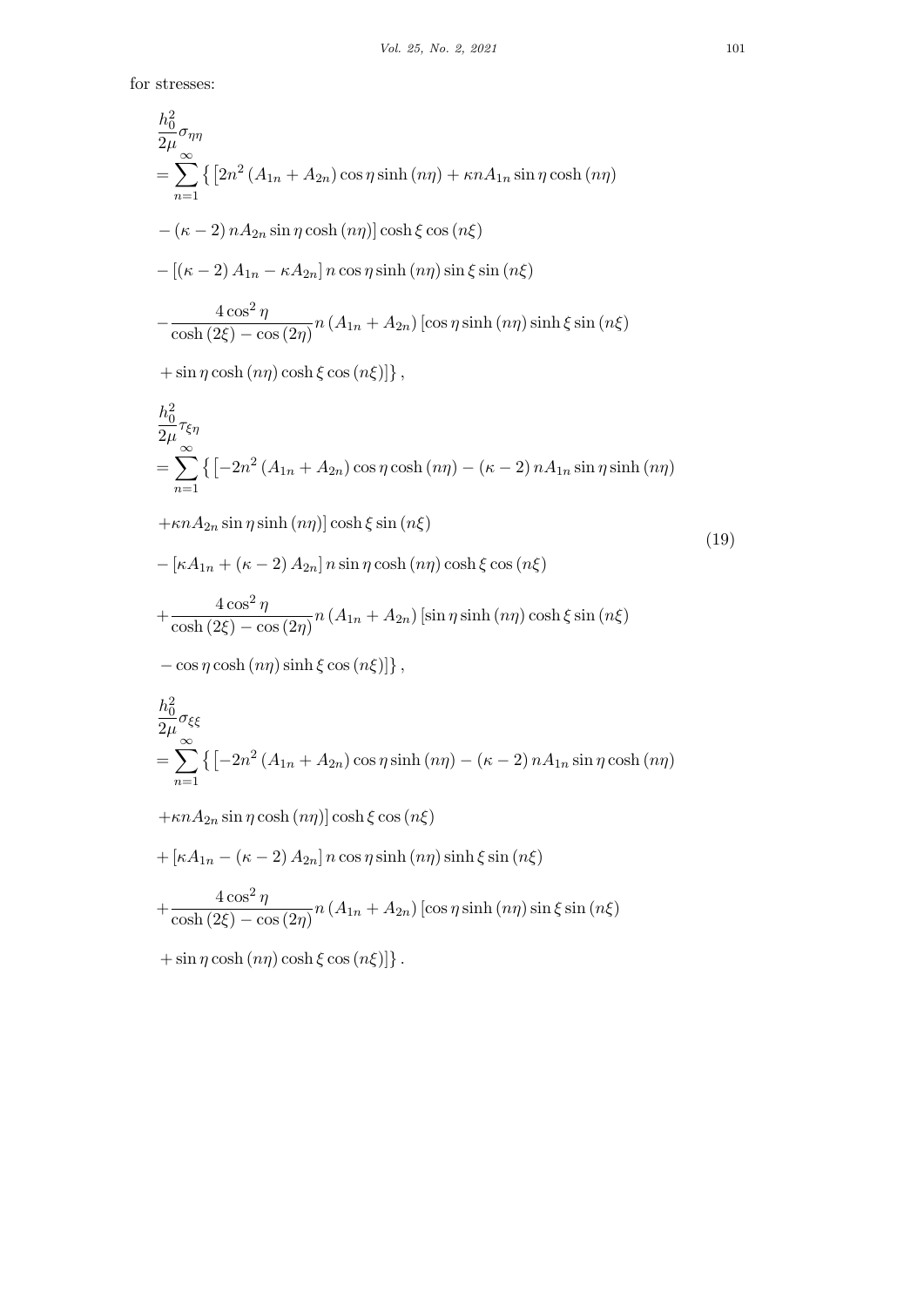for stresses:

$$
\begin{aligned}
&\frac{h_0^2}{2\mu}\sigma_{\eta\eta} \\
&= \sum_{n=1}^{\infty}\big\{\left[2n^2\left(A_{1n}+A_{2n}\right)\cos\eta\sinh\left(n\eta\right)+\kappa nA_{1n}\sin\eta\cosh\left(n\eta\right)\right. \\
&\left.-\left(\kappa-2\right)nA_{2n}\sin\eta\cosh\left(n\eta\right)\right]\cosh\xi\cos\left(n\xi\right) \\
&-\left[\left(\kappa-2\right)A_{1n}-\kappa A_{2n}\right]n\cos\eta\sinh\left(n\eta\right)\sin\xi\sin\left(n\xi\right) \\
&-\frac{4\cos^2\eta}{\cosh\left(2\xi\right)-\cos\left(2\eta\right)}n\left(A_{1n}+A_{2n}\right)\left[\cos\eta\sinh\left(n\eta\right)\sinh\xi\sin\left(n\xi\right)\right. \\
&\left.+\sin\eta\cosh\left(n\eta\right)\cosh\xi\cos\left(n\xi\right)\right]\big\}, \\
&\frac{h_0^2}{2\mu}\tau_{\xi\eta} \\
&= \sum_{n=1}^{\infty}\big\{\left[-2n^2\left(A_{1n}+A_{2n}\right)\cos\eta\cosh\left(n\eta\right)-\left(\kappa-2\right)nA_{1n}\sin\eta\sinh\left(n\eta\right)\right. \\
&\left.+\kappa nA_{2n}\sin\eta\sinh\left(n\eta\right)\right]\cosh\xi\sin\left(n\xi\right) \\
&-\left[\kappa A_{1n}+\left(\kappa-2\right)A_{2n}\right]n\sin\eta\cosh\left(n\eta\right)\cosh\xi\cos\left(n\xi\right) \\
&+\frac{4\cos^2\eta}{\cosh\left(2\xi\right)-\cos\left(2\eta\right)}n\left(A_{1n}+A_{2n}\right)\left[\sin\eta\sinh\left(n\eta\right)\cosh\xi\sin\left(n\xi\right)\right. \\
&\left.-\cos\eta\cosh\left(n\eta\right)\sinh\xi\cos\left(n\xi\right)\right]\big\}, \\
&\frac{h_0^2}{2\mu}\sigma_{\xi\xi} \\
&= \sum_{n=1}^{\infty}\big\{\left[-2n^2\left(A_{1n}+A_{2n}\right)\cos\eta\sinh\left(n\eta\right)-\left(\kappa-2\right)nA_{1n}\sin\eta\cosh\left(n\eta\right)\right. \\
&\left.+\kappa nA_{2n}\sin\eta\cosh\left(n\eta\right)\right]\cosh\xi\cos\left(n\xi\right) \\
&+\left[\kappa A_{1n}-\left(\kappa-2\right)A_{2n}\right]n\cos\eta\sinh\left(n\eta\right)\sinh\xi\sin\left(n\xi\right) \\
&+\frac{4\cos^2\eta}{\cosh\left(2\xi\right)-\cos\left(2\eta\right)}n\left(A_{1n}+A_{2n}\right)\left[\cos\eta\sinh\left(n\eta\right)\sin\xi\sin\left(n\xi\right)\right. \\
&\left.+\sin\eta\cosh\left(n\eta\right)\cosh\xi\cos\left(n\xi\right)\right]\big\}.
\end{aligned}
\tag{19}
$$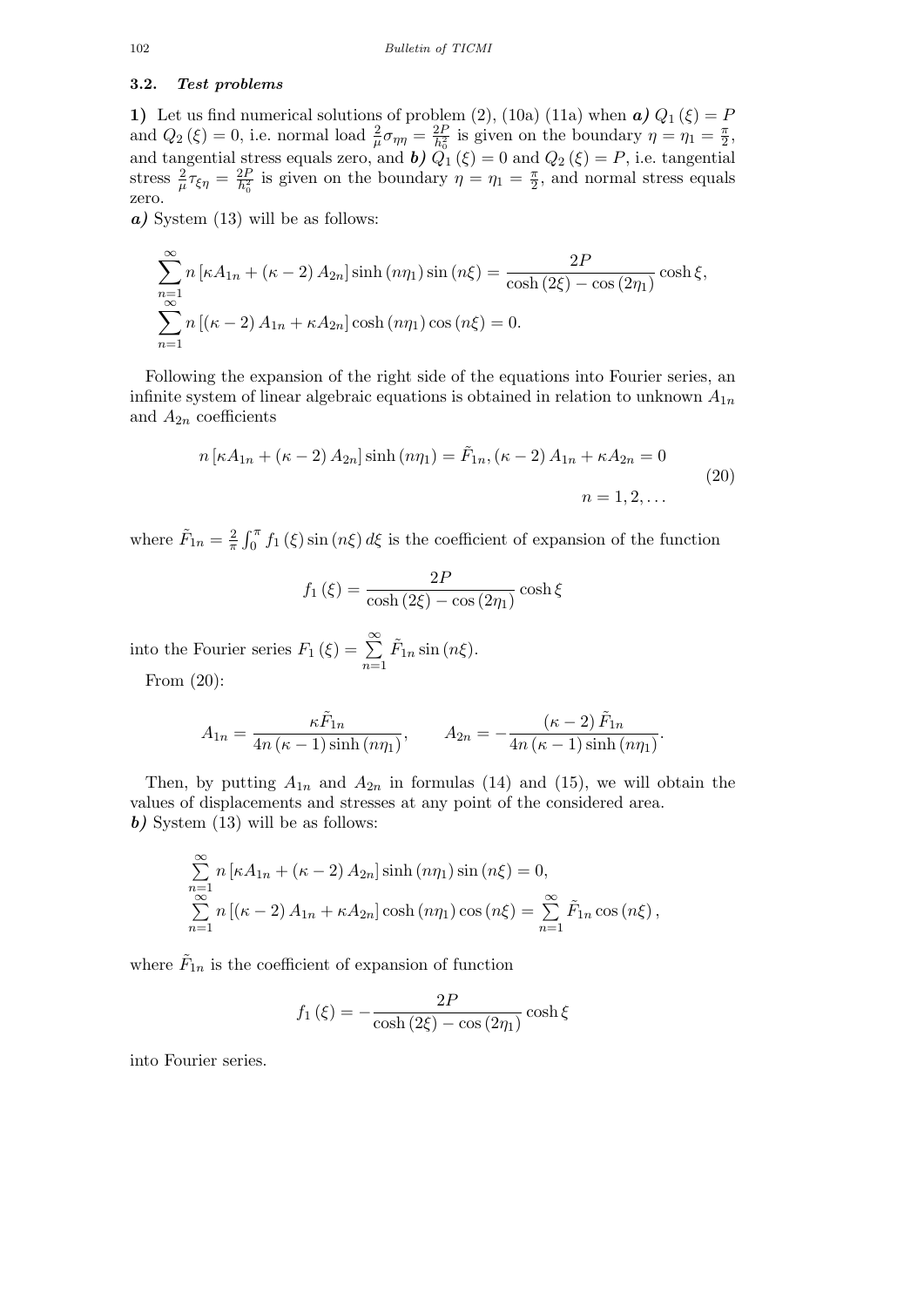### 3.2. *Test problems*

**1)** Let us find numerical solutions of problem (2), (10a) (11a) when ***a)*** $Q_1(\xi) = P$ and $Q_2(\xi) = 0$, i.e. normal load $\frac{2}{\mu}\sigma_{\eta\eta} = \frac{2P}{h_0^2}$ is given on the boundary $\eta = \eta_1 = \frac{\pi}{2}$, and tangential stress equals zero, and ***b)*** $Q_1(\xi) = 0$ and $Q_2(\xi) = P$, i.e. tangential stress $\frac{2}{\mu}\tau_{\xi\eta} = \frac{2P}{h_0^2}$ is given on the boundary $\eta = \eta_1 = \frac{\pi}{2}$, and normal stress equals zero.

***a)*** System (13) will be as follows:

$$
\begin{aligned}
&\sum_{n=1}^{\infty} n\left[\kappa A_{1n} + (\kappa - 2) A_{2n}\right] \sinh(n\eta_1)\sin(n\xi) = \frac{2P}{\cosh(2\xi) - \cos(2\eta_1)}\cosh\xi,\\
&\sum_{n=1}^{\infty} n\left[(\kappa - 2) A_{1n} + \kappa A_{2n}\right] \cosh(n\eta_1)\cos(n\xi) = 0.
\end{aligned}
$$

Following the expansion of the right side of the equations into Fourier series, an infinite system of linear algebraic equations is obtained in relation to unknown $A_{1n}$ and $A_{2n}$ coefficients

$$
n\left[\kappa A_{1n} + (\kappa - 2) A_{2n}\right]\sinh(n\eta_1) = \tilde{F}_{1n}, (\kappa - 2) A_{1n} + \kappa A_{2n} = 0 \qquad n = 1, 2, \ldots \tag{20}
$$

where $\tilde{F}_{1n} = \frac{2}{\pi}\int_0^{\pi} f_1(\xi)\sin(n\xi)\,d\xi$ is the coefficient of expansion of the function

$$
f_1(\xi) = \frac{2P}{\cosh(2\xi) - \cos(2\eta_1)}\cosh\xi
$$

into the Fourier series $F_1(\xi) = \sum\limits_{n=1}^{\infty} \tilde{F}_{1n}\sin(n\xi)$.

From (20):

$$
A_{1n} = \frac{\kappa \tilde{F}_{1n}}{4n(\kappa - 1)\sinh(n\eta_1)}, \qquad A_{2n} = -\frac{(\kappa - 2)\tilde{F}_{1n}}{4n(\kappa - 1)\sinh(n\eta_1)}.
$$

Then, by putting $A_{1n}$ and $A_{2n}$ in formulas (14) and (15), we will obtain the values of displacements and stresses at any point of the considered area.

***b)*** System (13) will be as follows:

$$
\begin{aligned}
&\sum_{n=1}^{\infty} n\left[\kappa A_{1n} + (\kappa - 2) A_{2n}\right]\sinh(n\eta_1)\sin(n\xi) = 0,\\
&\sum_{n=1}^{\infty} n\left[(\kappa - 2) A_{1n} + \kappa A_{2n}\right]\cosh(n\eta_1)\cos(n\xi) = \sum_{n=1}^{\infty} \tilde{F}_{1n}\cos(n\xi),
\end{aligned}
$$

where $\tilde{F}_{1n}$ is the coefficient of expansion of function

$$
f_1(\xi) = -\frac{2P}{\cosh(2\xi) - \cos(2\eta_1)}\cosh\xi
$$

into Fourier series.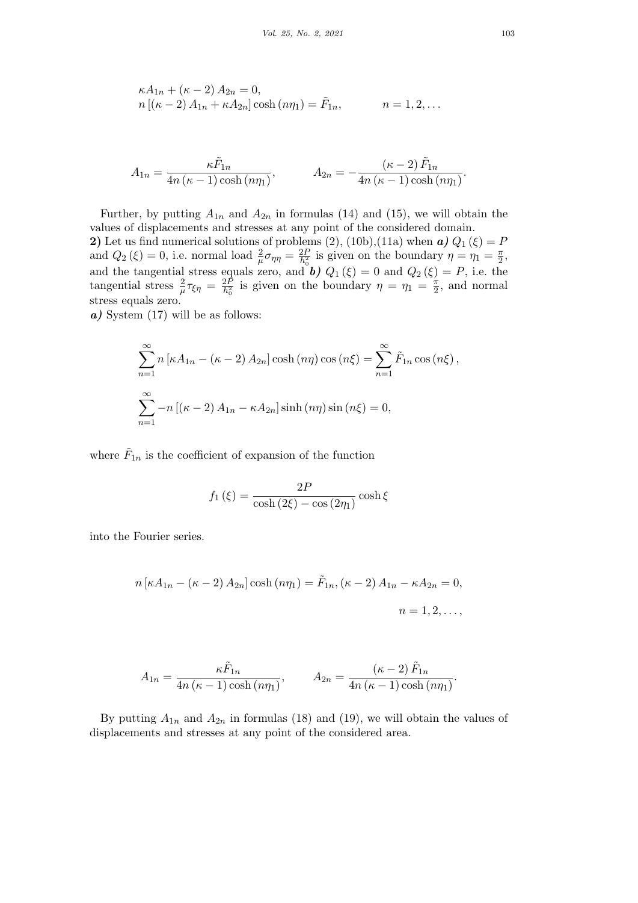$$\kappa A_{1n} + (\kappa - 2) A_{2n} = 0,$$
$$n\left[(\kappa - 2) A_{1n} + \kappa A_{2n}\right] \cosh(n\eta_1) = \tilde{F}_{1n}, \qquad n = 1, 2, \ldots$$

$$A_{1n} = \frac{\kappa \tilde{F}_{1n}}{4n(\kappa - 1)\cosh(n\eta_1)}, \qquad A_{2n} = -\frac{(\kappa - 2)\tilde{F}_{1n}}{4n(\kappa - 1)\cosh(n\eta_1)}.$$

Further, by putting $A_{1n}$ and $A_{2n}$ in formulas (14) and (15), we will obtain the values of displacements and stresses at any point of the considered domain.

**2)** Let us find numerical solutions of problems (2), (10b),(11a) when ***a)*** $Q_1(\xi) = P$ and $Q_2(\xi) = 0$, i.e. normal load $\frac{2}{\mu}\sigma_{\eta\eta} = \frac{2P}{h_0^2}$ is given on the boundary $\eta = \eta_1 = \frac{\pi}{2}$, and the tangential stress equals zero, and ***b)*** $Q_1(\xi) = 0$ and $Q_2(\xi) = P$, i.e. the tangential stress $\frac{2}{\mu}\tau_{\xi\eta} = \frac{2P}{h_0^2}$ is given on the boundary $\eta = \eta_1 = \frac{\pi}{2}$, and normal stress equals zero.

***a)*** System (17) will be as follows:

$$\sum_{n=1}^{\infty} n\left[\kappa A_{1n} - (\kappa - 2) A_{2n}\right] \cosh(n\eta) \cos(n\xi) = \sum_{n=1}^{\infty} \tilde{F}_{1n} \cos(n\xi),$$

$$\sum_{n=1}^{\infty} -n\left[(\kappa - 2) A_{1n} - \kappa A_{2n}\right] \sinh(n\eta) \sin(n\xi) = 0,$$

where $\tilde{F}_{1n}$ is the coefficient of expansion of the function

$$f_1(\xi) = \frac{2P}{\cosh(2\xi) - \cos(2\eta_1)} \cosh\xi$$

into the Fourier series.

$$n\left[\kappa A_{1n} - (\kappa - 2) A_{2n}\right] \cosh(n\eta_1) = \tilde{F}_{1n}, (\kappa - 2) A_{1n} - \kappa A_{2n} = 0,$$
$$n = 1, 2, \ldots,$$

$$A_{1n} = \frac{\kappa \tilde{F}_{1n}}{4n(\kappa - 1)\cosh(n\eta_1)}, \qquad A_{2n} = \frac{(\kappa - 2)\tilde{F}_{1n}}{4n(\kappa - 1)\cosh(n\eta_1)}.$$

By putting $A_{1n}$ and $A_{2n}$ in formulas (18) and (19), we will obtain the values of displacements and stresses at any point of the considered area.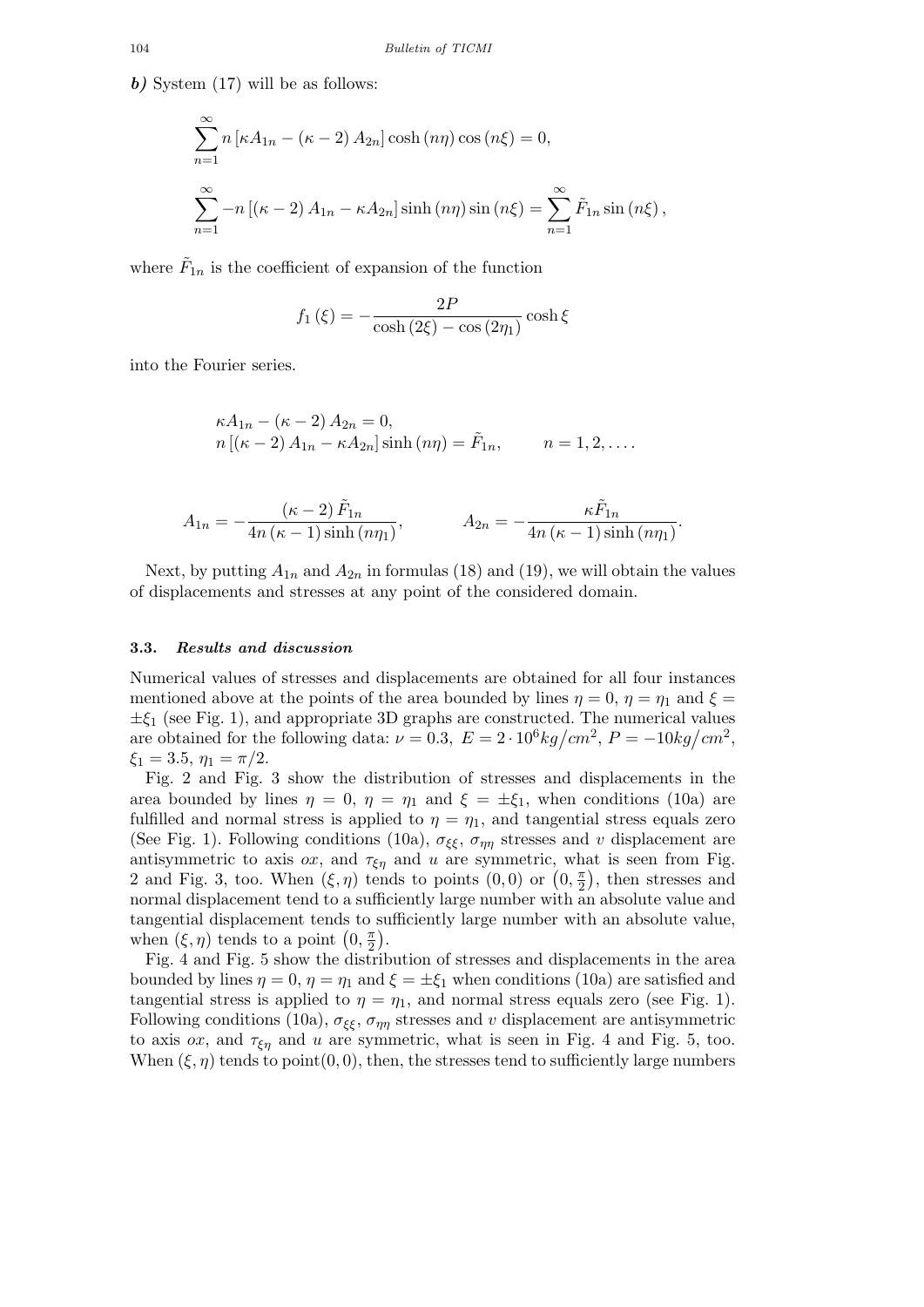***b)*** System (17) will be as follows:

$$\sum_{n=1}^{\infty} n\left[\kappa A_{1n} - (\kappa - 2)\, A_{2n}\right]\cosh\left(n\eta\right)\cos\left(n\xi\right) = 0,$$

$$\sum_{n=1}^{\infty} -n\left[(\kappa - 2)\, A_{1n} - \kappa A_{2n}\right]\sinh\left(n\eta\right)\sin\left(n\xi\right) = \sum_{n=1}^{\infty} \tilde{F}_{1n}\sin\left(n\xi\right),$$

where $\tilde{F}_{1n}$ is the coefficient of expansion of the function

$$f_1\left(\xi\right) = -\frac{2P}{\cosh\left(2\xi\right) - \cos\left(2\eta_1\right)}\cosh\xi$$

into the Fourier series.

$$\begin{aligned}
&\kappa A_{1n} - (\kappa - 2)\, A_{2n} = 0,\\
&n\left[(\kappa - 2)\, A_{1n} - \kappa A_{2n}\right]\sinh\left(n\eta\right) = \tilde{F}_{1n}, \qquad n = 1, 2, \ldots.
\end{aligned}$$

$$A_{1n} = -\frac{(\kappa - 2)\,\tilde{F}_{1n}}{4n\left(\kappa - 1\right)\sinh\left(n\eta_1\right)}, \qquad A_{2n} = -\frac{\kappa\tilde{F}_{1n}}{4n\left(\kappa - 1\right)\sinh\left(n\eta_1\right)}.$$

Next, by putting $A_{1n}$ and $A_{2n}$ in formulas (18) and (19), we will obtain the values of displacements and stresses at any point of the considered domain.

### 3.3. *Results and discussion*

Numerical values of stresses and displacements are obtained for all four instances mentioned above at the points of the area bounded by lines $\eta = 0$, $\eta = \eta_1$ and $\xi = \pm\xi_1$ (see Fig. 1), and appropriate 3D graphs are constructed. The numerical values are obtained for the following data: $\nu = 0.3$, $E = 2 \cdot 10^6 kg/cm^2$, $P = -10 kg/cm^2$, $\xi_1 = 3.5$, $\eta_1 = \pi/2$.

Fig. 2 and Fig. 3 show the distribution of stresses and displacements in the area bounded by lines $\eta = 0$, $\eta = \eta_1$ and $\xi = \pm\xi_1$, when conditions (10a) are fulfilled and normal stress is applied to $\eta = \eta_1$, and tangential stress equals zero (See Fig. 1). Following conditions (10a), $\sigma_{\xi\xi}$, $\sigma_{\eta\eta}$ stresses and $v$ displacement are antisymmetric to axis $ox$, and $\tau_{\xi\eta}$ and $u$ are symmetric, what is seen from Fig. 2 and Fig. 3, too. When $(\xi, \eta)$ tends to points $(0, 0)$ or $\left(0, \frac{\pi}{2}\right)$, then stresses and normal displacement tend to a sufficiently large number with an absolute value and tangential displacement tends to sufficiently large number with an absolute value, when $(\xi, \eta)$ tends to a point $\left(0, \frac{\pi}{2}\right)$.

Fig. 4 and Fig. 5 show the distribution of stresses and displacements in the area bounded by lines $\eta = 0$, $\eta = \eta_1$ and $\xi = \pm\xi_1$ when conditions (10a) are satisfied and tangential stress is applied to $\eta = \eta_1$, and normal stress equals zero (see Fig. 1). Following conditions (10a), $\sigma_{\xi\xi}$, $\sigma_{\eta\eta}$ stresses and $v$ displacement are antisymmetric to axis $ox$, and $\tau_{\xi\eta}$ and $u$ are symmetric, what is seen in Fig. 4 and Fig. 5, too. When $(\xi, \eta)$ tends to point$(0, 0)$, then, the stresses tend to sufficiently large numbers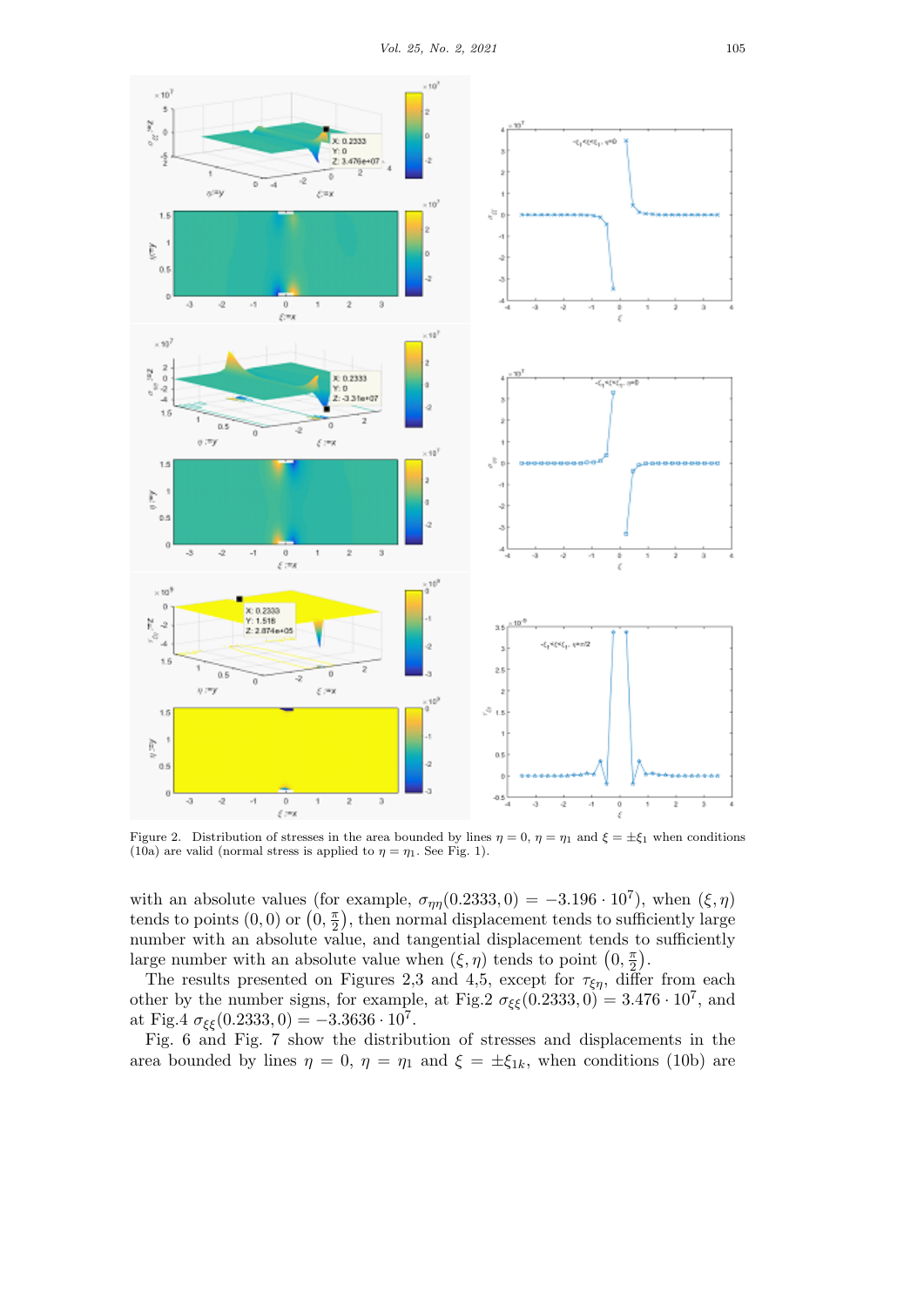Figure 2. Distribution of stresses in the area bounded by lines $\eta = 0$, $\eta = \eta_1$ and $\xi = \pm\xi_1$ when conditions (10a) are valid (normal stress is applied to $\eta = \eta_1$. See Fig. 1).

with an absolute values (for example, $\sigma_{\eta\eta}(0.2333, 0) = -3.196 \cdot 10^7$), when $(\xi, \eta)$ tends to points $(0, 0)$ or $\left(0, \frac{\pi}{2}\right)$, then normal displacement tends to sufficiently large number with an absolute value, and tangential displacement tends to sufficiently large number with an absolute value when $(\xi, \eta)$ tends to point $\left(0, \frac{\pi}{2}\right)$.

The results presented on Figures 2,3 and 4,5, except for $\tau_{\xi\eta}$, differ from each other by the number signs, for example, at Fig.2 $\sigma_{\xi\xi}(0.2333, 0) = 3.476 \cdot 10^7$, and at Fig.4 $\sigma_{\xi\xi}(0.2333, 0) = -3.3636 \cdot 10^7$.

Fig. 6 and Fig. 7 show the distribution of stresses and displacements in the area bounded by lines $\eta = 0$, $\eta = \eta_1$ and $\xi = \pm\xi_{1k}$, when conditions (10b) are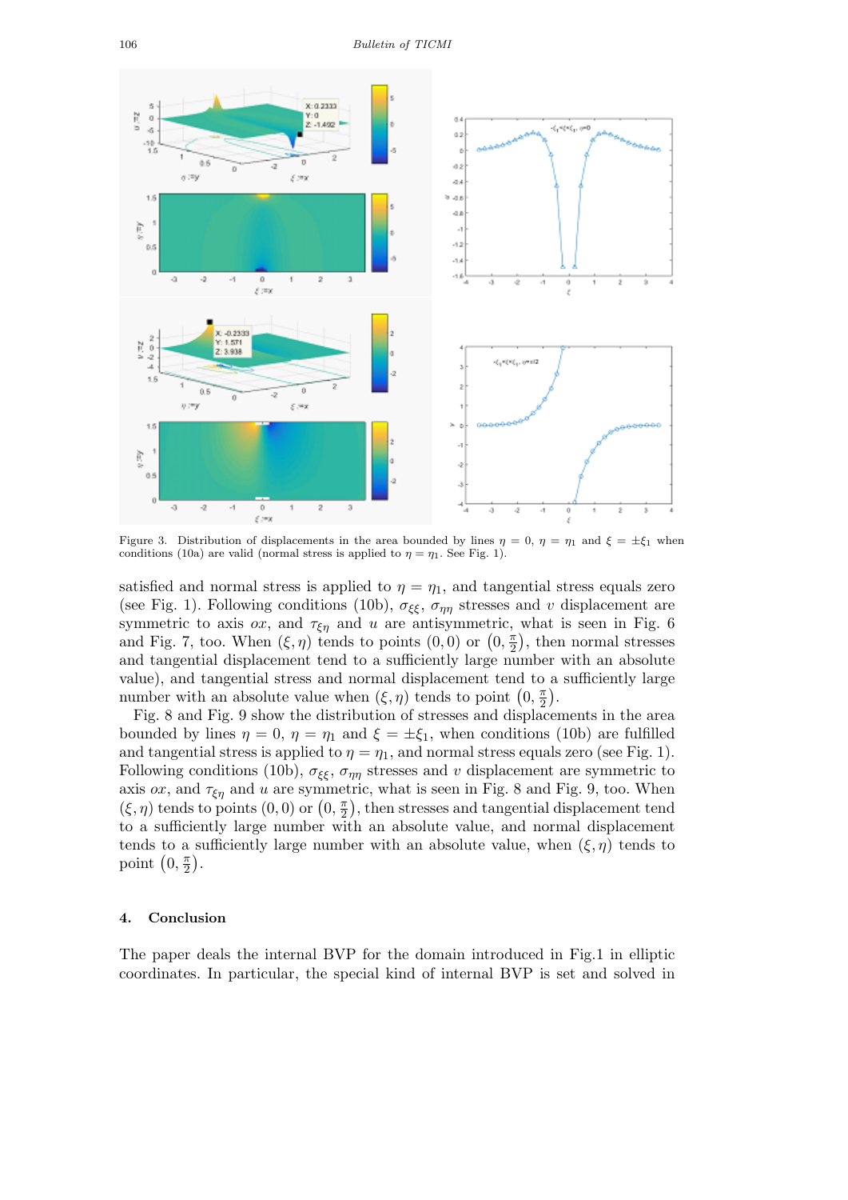Figure 3. Distribution of displacements in the area bounded by lines $\eta = 0$, $\eta = \eta_1$ and $\xi = \pm\xi_1$ when conditions (10a) are valid (normal stress is applied to $\eta = \eta_1$. See Fig. 1).

satisfied and normal stress is applied to $\eta = \eta_1$, and tangential stress equals zero (see Fig. 1). Following conditions (10b), $\sigma_{\xi\xi}$, $\sigma_{\eta\eta}$ stresses and $v$ displacement are symmetric to axis $ox$, and $\tau_{\xi\eta}$ and $u$ are antisymmetric, what is seen in Fig. 6 and Fig. 7, too. When $(\xi, \eta)$ tends to points $(0, 0)$ or $\left(0, \frac{\pi}{2}\right)$, then normal stresses and tangential displacement tend to a sufficiently large number with an absolute value), and tangential stress and normal displacement tend to a sufficiently large number with an absolute value when $(\xi, \eta)$ tends to point $\left(0, \frac{\pi}{2}\right)$.

Fig. 8 and Fig. 9 show the distribution of stresses and displacements in the area bounded by lines $\eta = 0$, $\eta = \eta_1$ and $\xi = \pm\xi_1$, when conditions (10b) are fulfilled and tangential stress is applied to $\eta = \eta_1$, and normal stress equals zero (see Fig. 1). Following conditions (10b), $\sigma_{\xi\xi}$, $\sigma_{\eta\eta}$ stresses and $v$ displacement are symmetric to axis $ox$, and $\tau_{\xi\eta}$ and $u$ are symmetric, what is seen in Fig. 8 and Fig. 9, too. When $(\xi, \eta)$ tends to points $(0, 0)$ or $\left(0, \frac{\pi}{2}\right)$, then stresses and tangential displacement tend to a sufficiently large number with an absolute value, and normal displacement tends to a sufficiently large number with an absolute value, when $(\xi, \eta)$ tends to point $\left(0, \frac{\pi}{2}\right)$.

## 4. Conclusion

The paper deals the internal BVP for the domain introduced in Fig.1 in elliptic coordinates. In particular, the special kind of internal BVP is set and solved in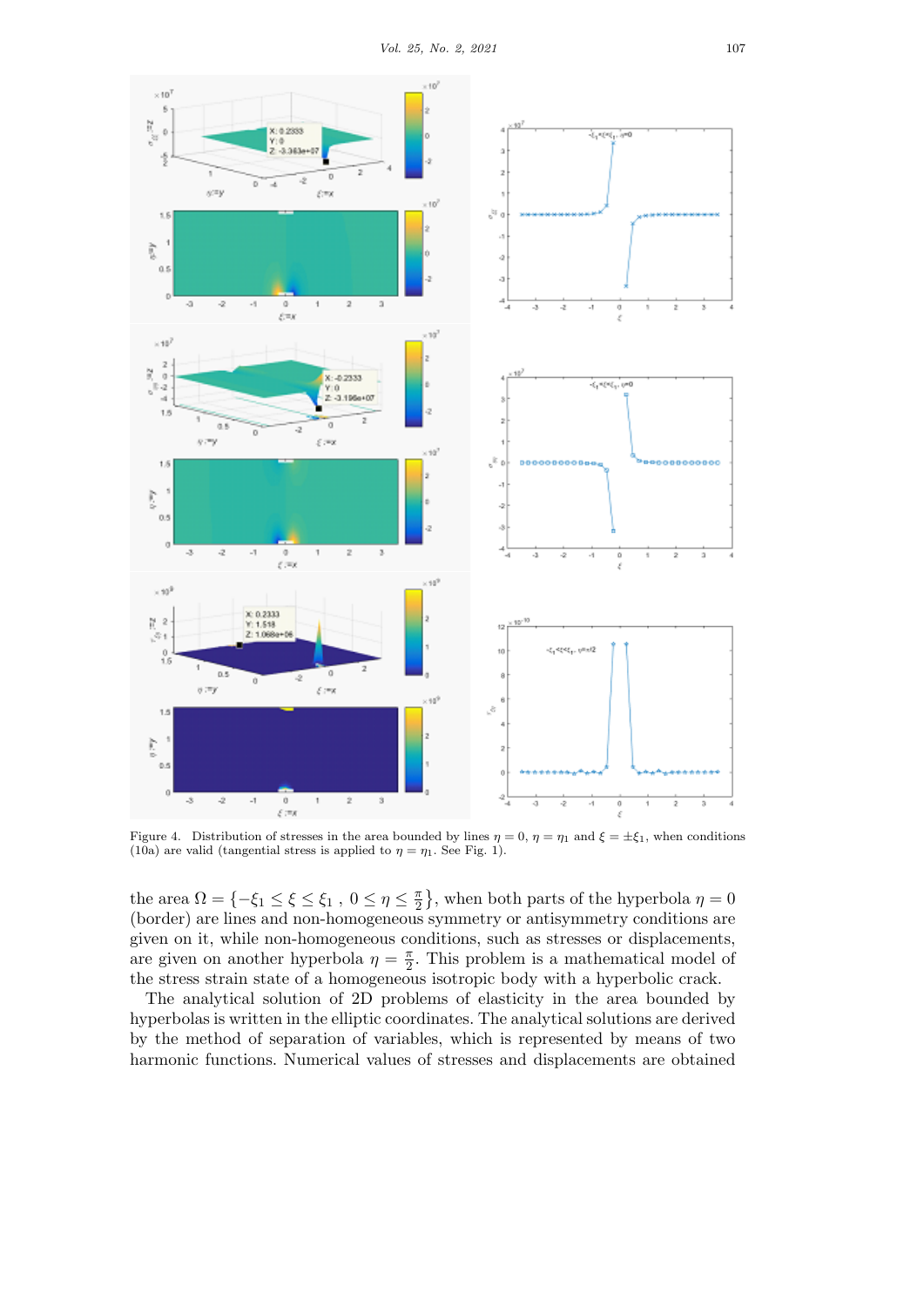Figure 4. Distribution of stresses in the area bounded by lines $\eta = 0$, $\eta = \eta_1$ and $\xi = \pm\xi_1$, when conditions (10a) are valid (tangential stress is applied to $\eta = \eta_1$. See Fig. 1).

the area $\Omega = \left\{-\xi_1 \leq \xi \leq \xi_1\ ,\ 0 \leq \eta \leq \frac{\pi}{2}\right\}$, when both parts of the hyperbola $\eta = 0$ (border) are lines and non-homogeneous symmetry or antisymmetry conditions are given on it, while non-homogeneous conditions, such as stresses or displacements, are given on another hyperbola $\eta = \frac{\pi}{2}$. This problem is a mathematical model of the stress strain state of a homogeneous isotropic body with a hyperbolic crack.

The analytical solution of 2D problems of elasticity in the area bounded by hyperbolas is written in the elliptic coordinates. The analytical solutions are derived by the method of separation of variables, which is represented by means of two harmonic functions. Numerical values of stresses and displacements are obtained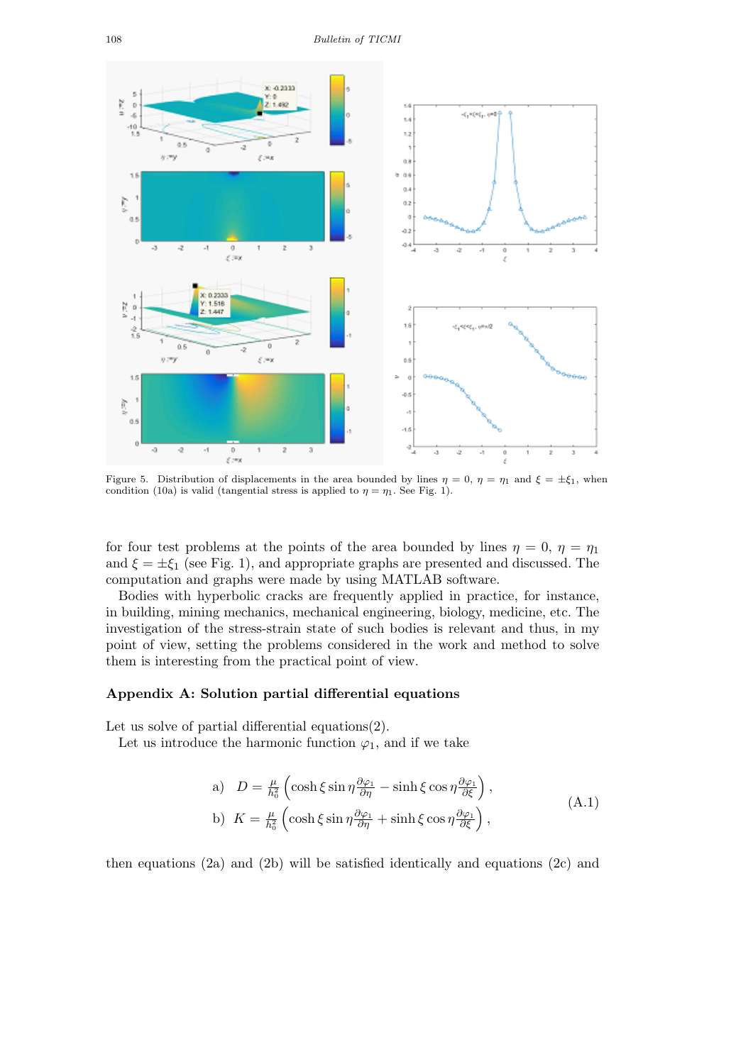Figure 5. Distribution of displacements in the area bounded by lines $\eta = 0$, $\eta = \eta_1$ and $\xi = \pm\xi_1$, when condition (10a) is valid (tangential stress is applied to $\eta = \eta_1$. See Fig. 1).

for four test problems at the points of the area bounded by lines $\eta = 0$, $\eta = \eta_1$ and $\xi = \pm\xi_1$ (see Fig. 1), and appropriate graphs are presented and discussed. The computation and graphs were made by using MATLAB software.

Bodies with hyperbolic cracks are frequently applied in practice, for instance, in building, mining mechanics, mechanical engineering, biology, medicine, etc. The investigation of the stress-strain state of such bodies is relevant and thus, in my point of view, setting the problems considered in the work and method to solve them is interesting from the practical point of view.

## Appendix A: Solution partial differential equations

Let us solve of partial differential equations(2).

Let us introduce the harmonic function $\varphi_1$, and if we take

$$
\begin{aligned}
&\text{a)} \quad D = \frac{\mu}{h_0^2}\left(\cosh\xi \sin\eta \frac{\partial \varphi_1}{\partial \eta} - \sinh\xi \cos\eta \frac{\partial \varphi_1}{\partial \xi}\right), \\
&\text{b)} \quad K = \frac{\mu}{h_0^2}\left(\cosh\xi \sin\eta \frac{\partial \varphi_1}{\partial \eta} + \sinh\xi \cos\eta \frac{\partial \varphi_1}{\partial \xi}\right),
\end{aligned} \tag{A.1}
$$

then equations (2a) and (2b) will be satisfied identically and equations (2c) and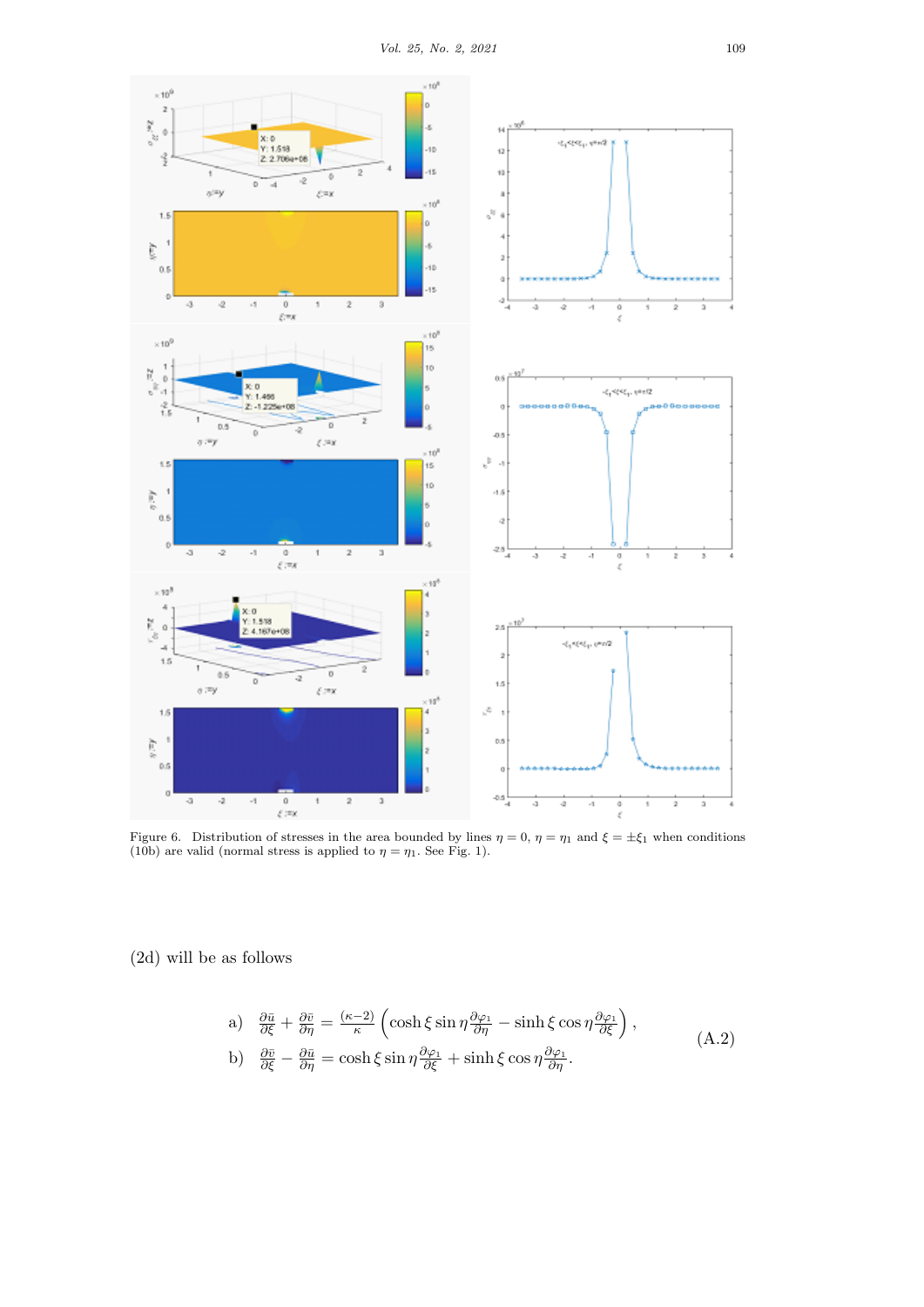Figure 6. Distribution of stresses in the area bounded by lines $\eta = 0$, $\eta = \eta_1$ and $\xi = \pm\xi_1$ when conditions (10b) are valid (normal stress is applied to $\eta = \eta_1$. See Fig. 1).

(2d) will be as follows

$$
\begin{aligned}
&\text{a)} \quad \frac{\partial \bar{u}}{\partial \xi} + \frac{\partial \bar{v}}{\partial \eta} = \frac{(\kappa - 2)}{\kappa} \left( \cosh \xi \sin \eta \frac{\partial \varphi_1}{\partial \eta} - \sinh \xi \cos \eta \frac{\partial \varphi_1}{\partial \xi} \right), \\
&\text{b)} \quad \frac{\partial \bar{v}}{\partial \xi} - \frac{\partial \bar{u}}{\partial \eta} = \cosh \xi \sin \eta \frac{\partial \varphi_1}{\partial \xi} + \sinh \xi \cos \eta \frac{\partial \varphi_1}{\partial \eta}.
\end{aligned}
\tag{A.2}
$$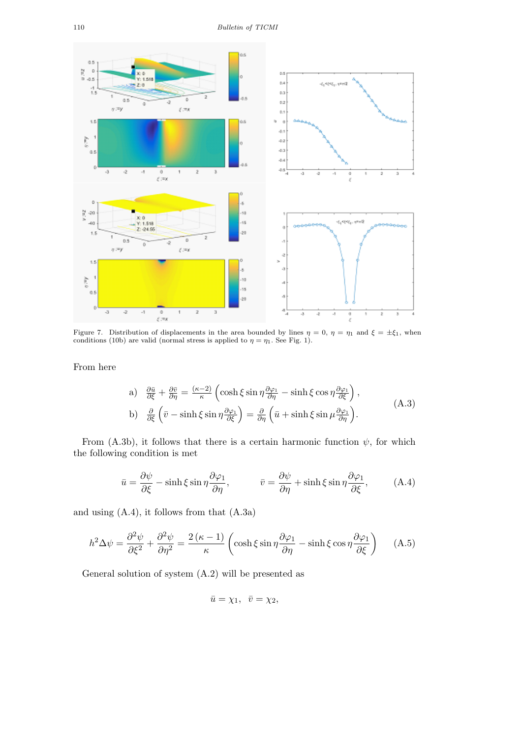Figure 7. Distribution of displacements in the area bounded by lines $\eta = 0$, $\eta = \eta_1$ and $\xi = \pm\xi_1$, when conditions (10b) are valid (normal stress is applied to $\eta = \eta_1$. See Fig. 1).

From here

$$
\begin{aligned}
&\text{a)} \quad \frac{\partial \bar{u}}{\partial \xi} + \frac{\partial \bar{v}}{\partial \eta} = \frac{(\kappa-2)}{\kappa}\left(\cosh\xi \sin\eta \frac{\partial \varphi_1}{\partial \eta} - \sinh\xi \cos\eta \frac{\partial \varphi_1}{\partial \xi}\right), \\
&\text{b)} \quad \frac{\partial}{\partial \xi}\left(\bar{v} - \sinh\xi \sin\eta \frac{\partial \varphi_1}{\partial \xi}\right) = \frac{\partial}{\partial \eta}\left(\bar{u} + \sinh\xi \sin\mu \frac{\partial \varphi_1}{\partial \eta}\right).
\end{aligned}
\tag{A.3}
$$

From (A.3b), it follows that there is a certain harmonic function $\psi$, for which the following condition is met

$$
\bar{u} = \frac{\partial \psi}{\partial \xi} - \sinh\xi \sin\eta \frac{\partial \varphi_1}{\partial \eta}, \qquad \bar{v} = \frac{\partial \psi}{\partial \eta} + \sinh\xi \sin\eta \frac{\partial \varphi_1}{\partial \xi}, \tag{A.4}
$$

and using (A.4), it follows from that (A.3a)

$$
h^2 \Delta \psi = \frac{\partial^2 \psi}{\partial \xi^2} + \frac{\partial^2 \psi}{\partial \eta^2} = \frac{2(\kappa-1)}{\kappa}\left(\cosh\xi \sin\eta \frac{\partial \varphi_1}{\partial \eta} - \sinh\xi \cos\eta \frac{\partial \varphi_1}{\partial \xi}\right) \tag{A.5}
$$

General solution of system (A.2) will be presented as

$$
\bar{u} = \chi_1, \quad \bar{v} = \chi_2,
$$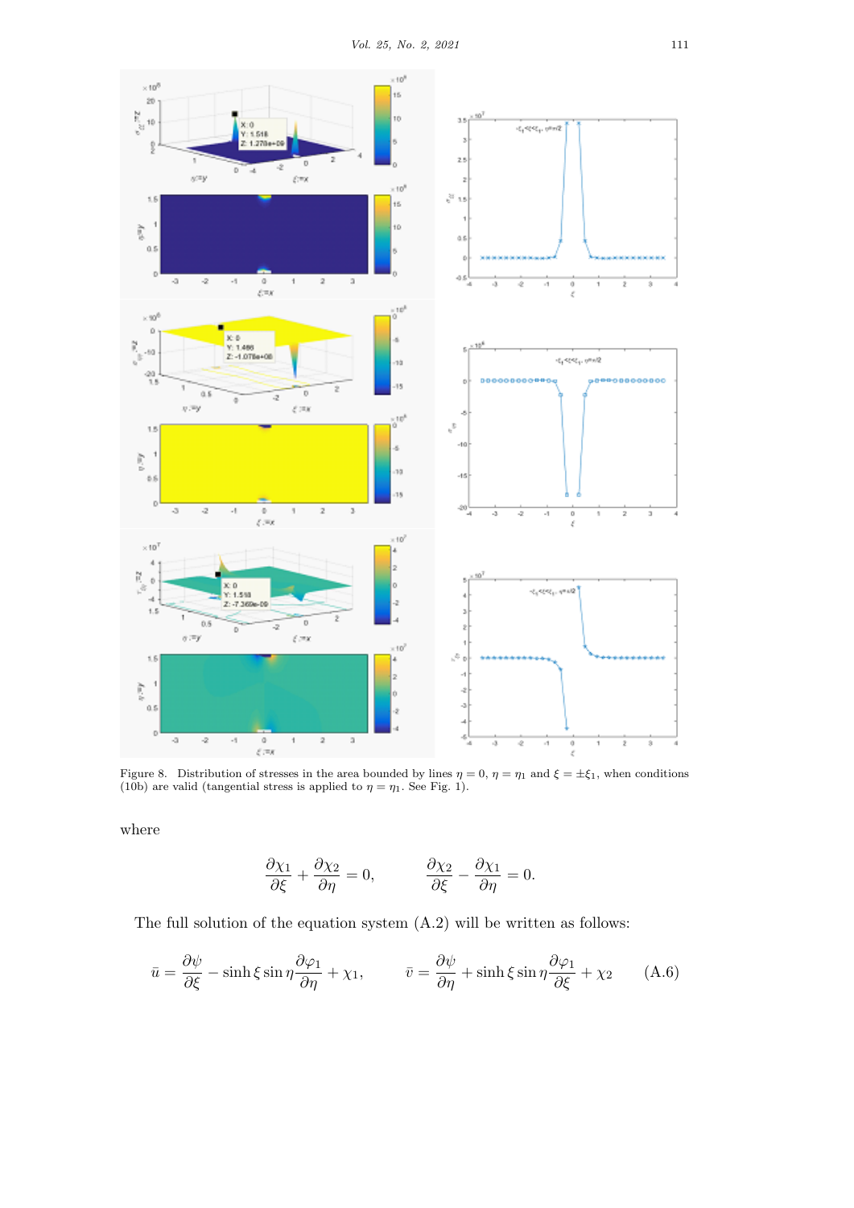Figure 8. Distribution of stresses in the area bounded by lines $\eta = 0$, $\eta = \eta_1$ and $\xi = \pm\xi_1$, when conditions (10b) are valid (tangential stress is applied to $\eta = \eta_1$. See Fig. 1).

where

$$\frac{\partial \chi_1}{\partial \xi} + \frac{\partial \chi_2}{\partial \eta} = 0, \qquad \frac{\partial \chi_2}{\partial \xi} - \frac{\partial \chi_1}{\partial \eta} = 0.$$

The full solution of the equation system (A.2) will be written as follows:

$$\bar{u} = \frac{\partial \psi}{\partial \xi} - \sinh \xi \sin \eta \frac{\partial \varphi_1}{\partial \eta} + \chi_1, \qquad \bar{v} = \frac{\partial \psi}{\partial \eta} + \sinh \xi \sin \eta \frac{\partial \varphi_1}{\partial \xi} + \chi_2 \tag{A.6}$$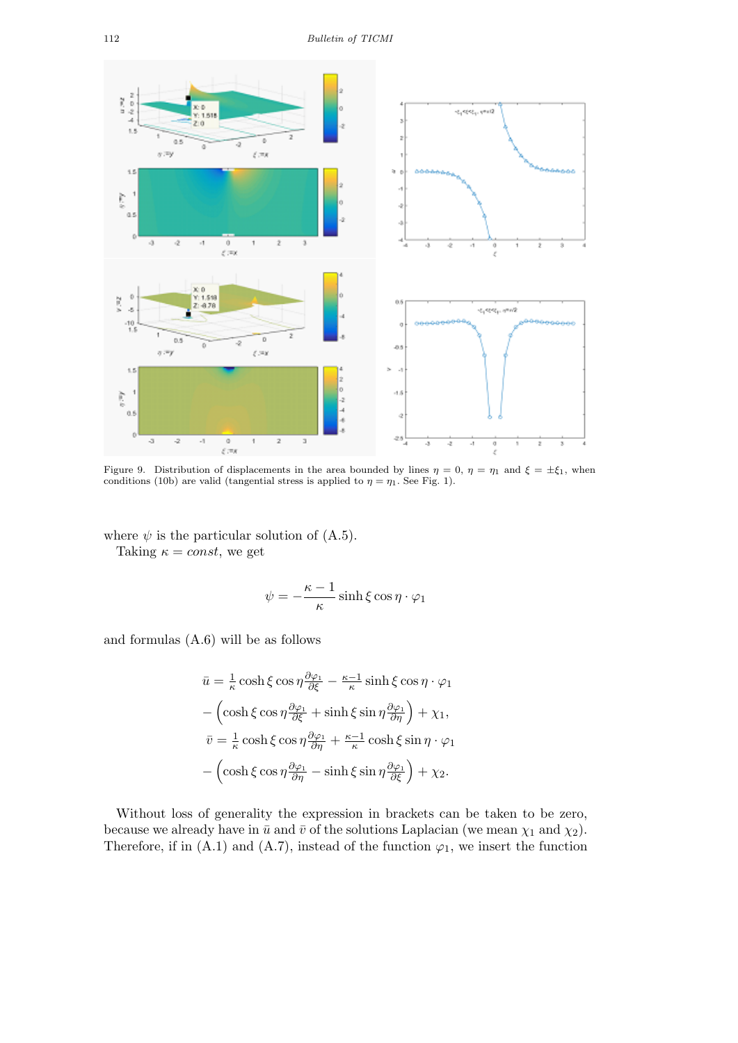Figure 9. Distribution of displacements in the area bounded by lines $\eta = 0$, $\eta = \eta_1$ and $\xi = \pm\xi_1$, when conditions (10b) are valid (tangential stress is applied to $\eta = \eta_1$. See Fig. 1).

where $\psi$ is the particular solution of (A.5).

Taking $\kappa = const$, we get

$$\psi = -\frac{\kappa - 1}{\kappa} \sinh \xi \cos \eta \cdot \varphi_1$$

and formulas (A.6) will be as follows

$$\bar{u} = \tfrac{1}{\kappa} \cosh \xi \cos \eta \tfrac{\partial \varphi_1}{\partial \xi} - \tfrac{\kappa-1}{\kappa} \sinh \xi \cos \eta \cdot \varphi_1$$
$$- \left( \cosh \xi \cos \eta \tfrac{\partial \varphi_1}{\partial \xi} + \sinh \xi \sin \eta \tfrac{\partial \varphi_1}{\partial \eta} \right) + \chi_1,$$
$$\bar{v} = \tfrac{1}{\kappa} \cosh \xi \cos \eta \tfrac{\partial \varphi_1}{\partial \eta} + \tfrac{\kappa-1}{\kappa} \cosh \xi \sin \eta \cdot \varphi_1$$
$$- \left( \cosh \xi \cos \eta \tfrac{\partial \varphi_1}{\partial \eta} - \sinh \xi \sin \eta \tfrac{\partial \varphi_1}{\partial \xi} \right) + \chi_2.$$

Without loss of generality the expression in brackets can be taken to be zero, because we already have in $\bar{u}$ and $\bar{v}$ of the solutions Laplacian (we mean $\chi_1$ and $\chi_2$). Therefore, if in (A.1) and (A.7), instead of the function $\varphi_1$, we insert the function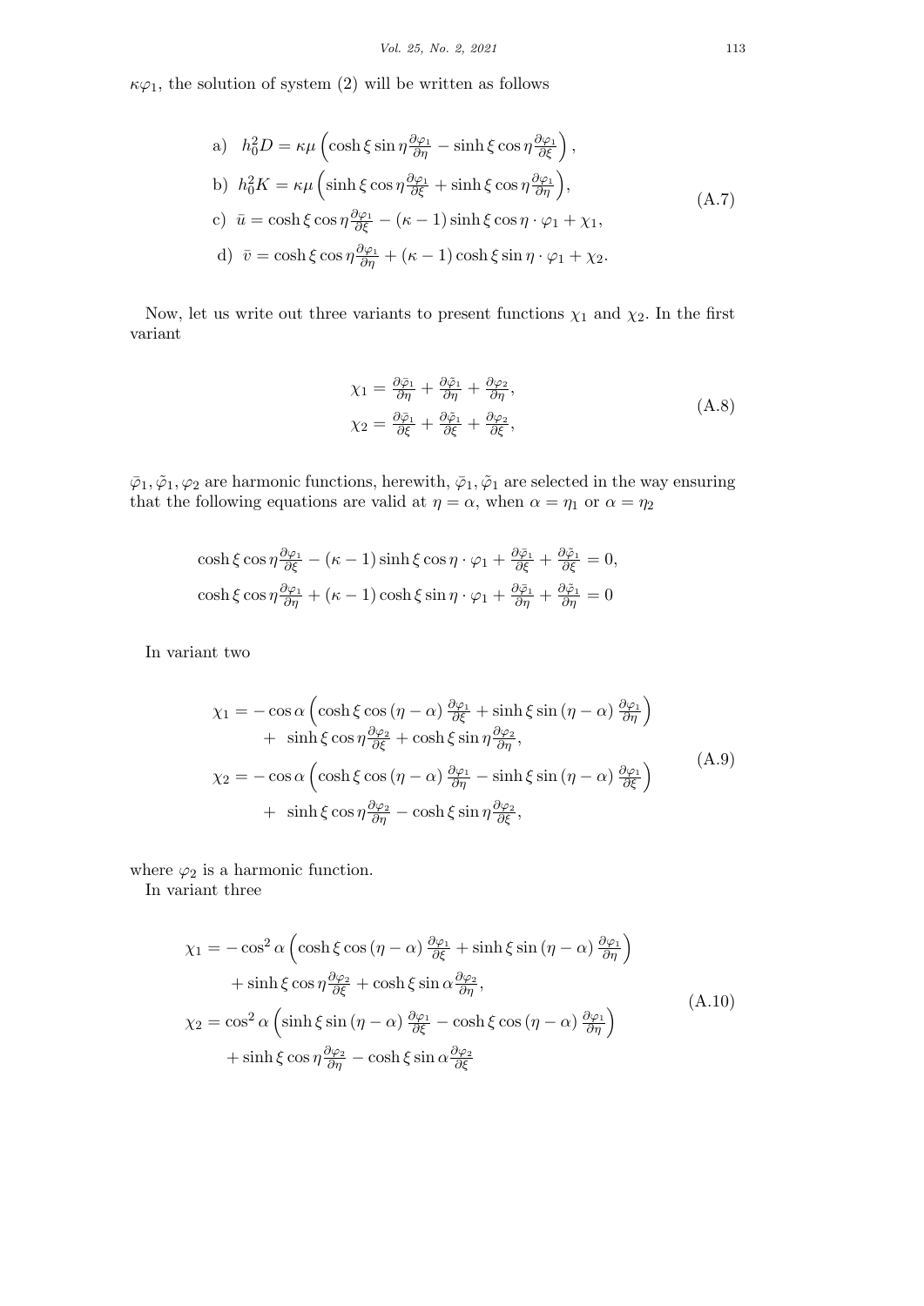$\kappa\varphi_1$, the solution of system (2) will be written as follows

$$
\begin{aligned}
&\text{a)}\quad h_0^2 D = \kappa\mu\left(\cosh\xi\sin\eta\frac{\partial\varphi_1}{\partial\eta} - \sinh\xi\cos\eta\frac{\partial\varphi_1}{\partial\xi}\right),\\
&\text{b)}\quad h_0^2 K = \kappa\mu\left(\sinh\xi\cos\eta\frac{\partial\varphi_1}{\partial\xi} + \sinh\xi\cos\eta\frac{\partial\varphi_1}{\partial\eta}\right),\\
&\text{c)}\quad \bar{u} = \cosh\xi\cos\eta\frac{\partial\varphi_1}{\partial\xi} - (\kappa-1)\sinh\xi\cos\eta\cdot\varphi_1 + \chi_1,\\
&\text{d)}\quad \bar{v} = \cosh\xi\cos\eta\frac{\partial\varphi_1}{\partial\eta} + (\kappa-1)\cosh\xi\sin\eta\cdot\varphi_1 + \chi_2.
\end{aligned}
\tag{A.7}
$$

Now, let us write out three variants to present functions $\chi_1$ and $\chi_2$. In the first variant

$$
\begin{aligned}
\chi_1 &= \frac{\partial\bar{\varphi}_1}{\partial\eta} + \frac{\partial\tilde{\varphi}_1}{\partial\eta} + \frac{\partial\varphi_2}{\partial\eta},\\
\chi_2 &= \frac{\partial\bar{\varphi}_1}{\partial\xi} + \frac{\partial\tilde{\varphi}_1}{\partial\xi} + \frac{\partial\varphi_2}{\partial\xi},
\end{aligned}
\tag{A.8}
$$

$\bar{\varphi}_1, \tilde{\varphi}_1, \varphi_2$ are harmonic functions, herewith, $\bar{\varphi}_1, \tilde{\varphi}_1$ are selected in the way ensuring that the following equations are valid at $\eta = \alpha$, when $\alpha = \eta_1$ or $\alpha = \eta_2$

$$
\begin{aligned}
&\cosh\xi\cos\eta\frac{\partial\varphi_1}{\partial\xi} - (\kappa-1)\sinh\xi\cos\eta\cdot\varphi_1 + \frac{\partial\bar{\varphi}_1}{\partial\xi} + \frac{\partial\tilde{\varphi}_1}{\partial\xi} = 0,\\
&\cosh\xi\cos\eta\frac{\partial\varphi_1}{\partial\eta} + (\kappa-1)\cosh\xi\sin\eta\cdot\varphi_1 + \frac{\partial\bar{\varphi}_1}{\partial\eta} + \frac{\partial\tilde{\varphi}_1}{\partial\eta} = 0
\end{aligned}
$$

In variant two

$$
\begin{aligned}
\chi_1 = &-\cos\alpha\left(\cosh\xi\cos(\eta-\alpha)\frac{\partial\varphi_1}{\partial\xi} + \sinh\xi\sin(\eta-\alpha)\frac{\partial\varphi_1}{\partial\eta}\right)\\
&+\ \sinh\xi\cos\eta\frac{\partial\varphi_2}{\partial\xi} + \cosh\xi\sin\eta\frac{\partial\varphi_2}{\partial\eta},\\
\chi_2 = &-\cos\alpha\left(\cosh\xi\cos(\eta-\alpha)\frac{\partial\varphi_1}{\partial\eta} - \sinh\xi\sin(\eta-\alpha)\frac{\partial\varphi_1}{\partial\xi}\right)\\
&+\ \sinh\xi\cos\eta\frac{\partial\varphi_2}{\partial\eta} - \cosh\xi\sin\eta\frac{\partial\varphi_2}{\partial\xi},
\end{aligned}
\tag{A.9}
$$

where $\varphi_2$ is a harmonic function.

In variant three

$$
\begin{aligned}
\chi_1 = &-\cos^2\alpha\left(\cosh\xi\cos(\eta-\alpha)\frac{\partial\varphi_1}{\partial\xi} + \sinh\xi\sin(\eta-\alpha)\frac{\partial\varphi_1}{\partial\eta}\right)\\
&+\sinh\xi\cos\eta\frac{\partial\varphi_2}{\partial\xi} + \cosh\xi\sin\alpha\frac{\partial\varphi_2}{\partial\eta},\\
\chi_2 = &\cos^2\alpha\left(\sinh\xi\sin(\eta-\alpha)\frac{\partial\varphi_1}{\partial\xi} - \cosh\xi\cos(\eta-\alpha)\frac{\partial\varphi_1}{\partial\eta}\right)\\
&+\sinh\xi\cos\eta\frac{\partial\varphi_2}{\partial\eta} - \cosh\xi\sin\alpha\frac{\partial\varphi_2}{\partial\xi}
\end{aligned}
\tag{A.10}
$$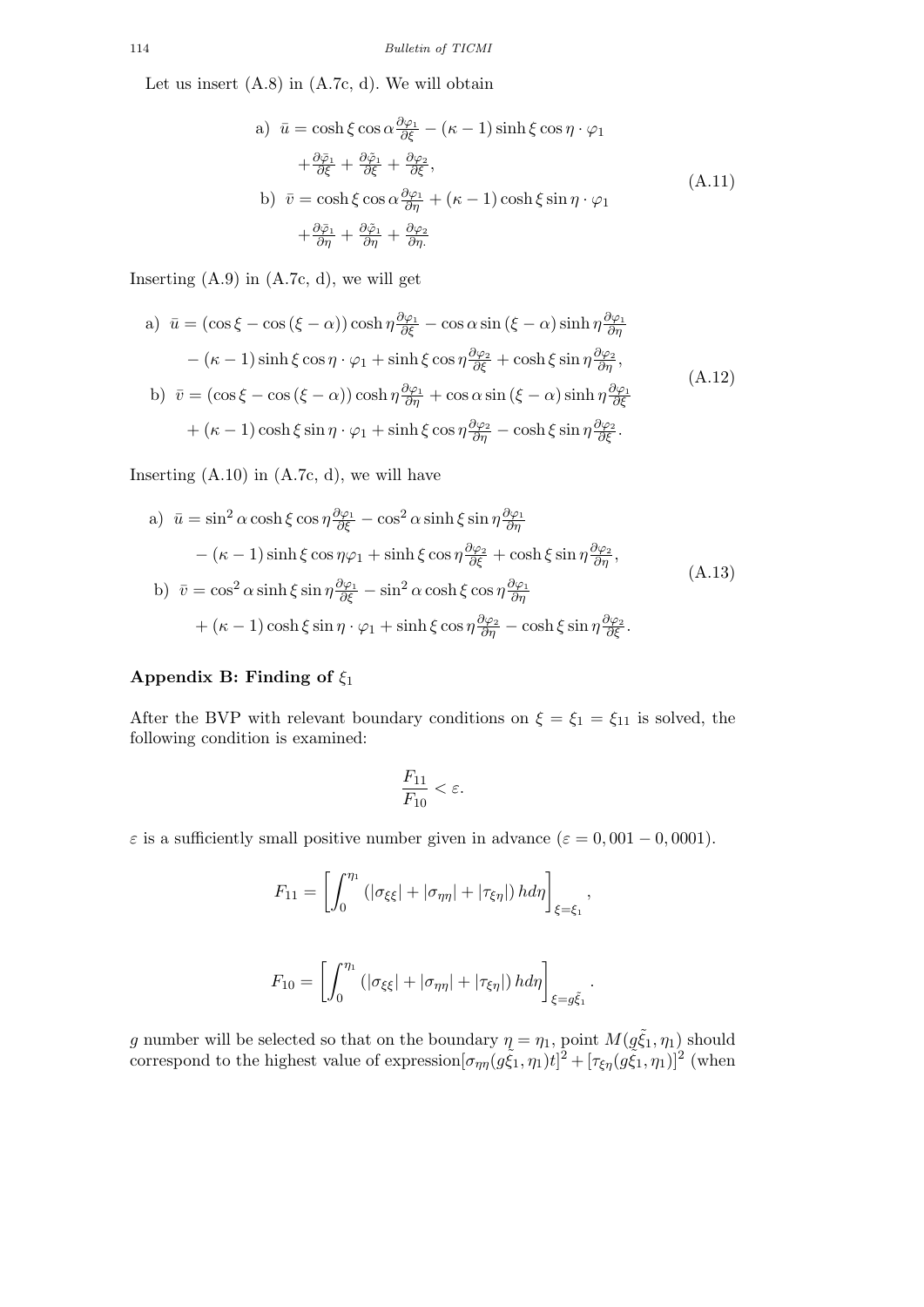Let us insert (A.8) in (A.7c, d). We will obtain

$$
\begin{aligned}
&\text{a)}\ \ \bar{u} = \cosh\xi\cos\alpha\frac{\partial\varphi_1}{\partial\xi} - (\kappa-1)\sinh\xi\cos\eta\cdot\varphi_1 \\
&\qquad + \frac{\partial\bar{\varphi}_1}{\partial\xi} + \frac{\partial\tilde{\varphi}_1}{\partial\xi} + \frac{\partial\varphi_2}{\partial\xi}, \\
&\text{b)}\ \ \bar{v} = \cosh\xi\cos\alpha\frac{\partial\varphi_1}{\partial\eta} + (\kappa-1)\cosh\xi\sin\eta\cdot\varphi_1 \\
&\qquad + \frac{\partial\bar{\varphi}_1}{\partial\eta} + \frac{\partial\tilde{\varphi}_1}{\partial\eta} + \frac{\partial\varphi_2}{\partial\eta.}
\end{aligned}
\tag{A.11}
$$

Inserting (A.9) in (A.7c, d), we will get

$$
\begin{aligned}
&\text{a)}\ \ \bar{u} = (\cos\xi - \cos(\xi-\alpha))\cosh\eta\frac{\partial\varphi_1}{\partial\xi} - \cos\alpha\sin(\xi-\alpha)\sinh\eta\frac{\partial\varphi_1}{\partial\eta} \\
&\qquad - (\kappa-1)\sinh\xi\cos\eta\cdot\varphi_1 + \sinh\xi\cos\eta\frac{\partial\varphi_2}{\partial\xi} + \cosh\xi\sin\eta\frac{\partial\varphi_2}{\partial\eta}, \\
&\text{b)}\ \ \bar{v} = (\cos\xi - \cos(\xi-\alpha))\cosh\eta\frac{\partial\varphi_1}{\partial\eta} + \cos\alpha\sin(\xi-\alpha)\sinh\eta\frac{\partial\varphi_1}{\partial\xi} \\
&\qquad + (\kappa-1)\cosh\xi\sin\eta\cdot\varphi_1 + \sinh\xi\cos\eta\frac{\partial\varphi_2}{\partial\eta} - \cosh\xi\sin\eta\frac{\partial\varphi_2}{\partial\xi}.
\end{aligned}
\tag{A.12}
$$

Inserting (A.10) in (A.7c, d), we will have

$$
\begin{aligned}
&\text{a)}\ \ \bar{u} = \sin^2\alpha\cosh\xi\cos\eta\frac{\partial\varphi_1}{\partial\xi} - \cos^2\alpha\sinh\xi\sin\eta\frac{\partial\varphi_1}{\partial\eta} \\
&\qquad - (\kappa-1)\sinh\xi\cos\eta\varphi_1 + \sinh\xi\cos\eta\frac{\partial\varphi_2}{\partial\xi} + \cosh\xi\sin\eta\frac{\partial\varphi_2}{\partial\eta}, \\
&\text{b)}\ \ \bar{v} = \cos^2\alpha\sinh\xi\sin\eta\frac{\partial\varphi_1}{\partial\xi} - \sin^2\alpha\cosh\xi\cos\eta\frac{\partial\varphi_1}{\partial\eta} \\
&\qquad + (\kappa-1)\cosh\xi\sin\eta\cdot\varphi_1 + \sinh\xi\cos\eta\frac{\partial\varphi_2}{\partial\eta} - \cosh\xi\sin\eta\frac{\partial\varphi_2}{\partial\xi}.
\end{aligned}
\tag{A.13}
$$

## Appendix B: Finding of $\xi_1$

After the BVP with relevant boundary conditions on $\xi = \xi_1 = \xi_{11}$ is solved, the following condition is examined:

$$
\frac{F_{11}}{F_{10}} < \varepsilon.
$$

$\varepsilon$ is a sufficiently small positive number given in advance ($\varepsilon = 0,001 - 0,0001$).

$$
F_{11} = \left[\int_0^{\eta_1} \left(|\sigma_{\xi\xi}| + |\sigma_{\eta\eta}| + |\tau_{\xi\eta}|\right) h d\eta\right]_{\xi=\xi_1},
$$

$$
F_{10} = \left[\int_0^{\eta_1} \left(|\sigma_{\xi\xi}| + |\sigma_{\eta\eta}| + |\tau_{\xi\eta}|\right) h d\eta\right]_{\xi=g\tilde{\xi}_1}.
$$

$g$ number will be selected so that on the boundary $\eta = \eta_1$, point $M(g\tilde{\xi}_1, \eta_1)$ should correspond to the highest value of expression$[\sigma_{\eta\eta}(g\tilde{\xi}_1, \eta_1)t]^2 + [\tau_{\xi\eta}(g\tilde{\xi}_1, \eta_1)]^2$ (when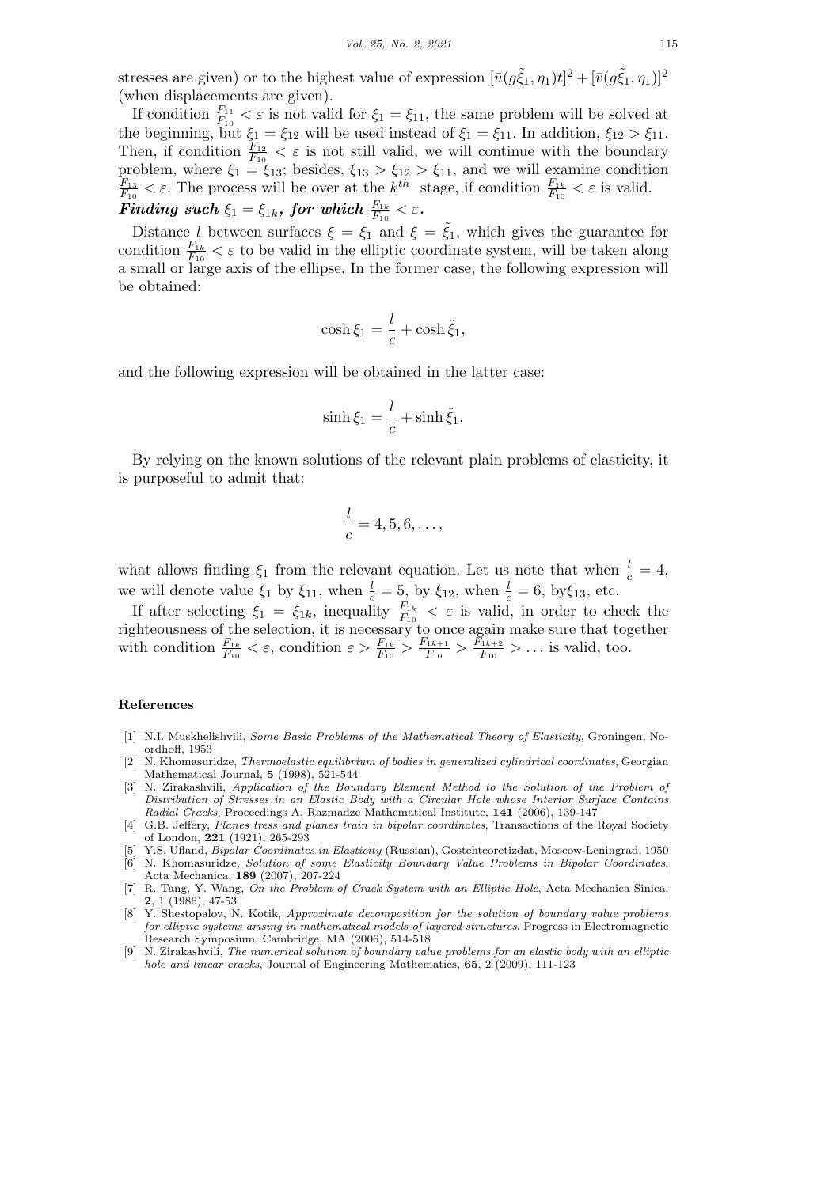stresses are given) or to the highest value of expression $[\bar{u}(g\tilde{\xi}_1, \eta_1)t]^2 + [\bar{v}(g\tilde{\xi}_1, \eta_1)]^2$ (when displacements are given).

If condition $\frac{F_{11}}{F_{10}} < \varepsilon$ is not valid for $\xi_1 = \xi_{11}$, the same problem will be solved at the beginning, but $\xi_1 = \xi_{12}$ will be used instead of $\xi_1 = \xi_{11}$. In addition, $\xi_{12} > \xi_{11}$. Then, if condition $\frac{F_{12}}{F_{10}} < \varepsilon$ is not still valid, we will continue with the boundary problem, where $\xi_1 = \xi_{13}$; besides, $\xi_{13} > \xi_{12} > \xi_{11}$, and we will examine condition $\frac{F_{13}}{F_{10}} < \varepsilon$. The process will be over at the $k^{th}$ stage, if condition $\frac{F_{1k}}{F_{10}} < \varepsilon$ is valid.

***Finding such $\xi_1 = \xi_{1k}$, for which $\frac{F_{1k}}{F_{10}} < \varepsilon$.***

Distance $l$ between surfaces $\xi = \xi_1$ and $\xi = \tilde{\xi}_1$, which gives the guarantee for condition $\frac{F_{1k}}{F_{10}} < \varepsilon$ to be valid in the elliptic coordinate system, will be taken along a small or large axis of the ellipse. In the former case, the following expression will be obtained:

$$\cosh \xi_1 = \frac{l}{c} + \cosh \tilde{\xi}_1,$$

and the following expression will be obtained in the latter case:

$$\sinh \xi_1 = \frac{l}{c} + \sinh \tilde{\xi}_1.$$

By relying on the known solutions of the relevant plain problems of elasticity, it is purposeful to admit that:

$$\frac{l}{c} = 4, 5, 6, \ldots,$$

what allows finding $\xi_1$ from the relevant equation. Let us note that when $\frac{l}{c} = 4$, we will denote value $\xi_1$ by $\xi_{11}$, when $\frac{l}{c} = 5$, by $\xi_{12}$, when $\frac{l}{c} = 6$, by$\xi_{13}$, etc.

If after selecting $\xi_1 = \xi_{1k}$, inequality $\frac{F_{1k}}{F_{10}} < \varepsilon$ is valid, in order to check the righteousness of the selection, it is necessary to once again make sure that together with condition $\frac{F_{1k}}{F_{10}} < \varepsilon$, condition $\varepsilon > \frac{F_{1k}}{F_{10}} > \frac{F_{1k+1}}{F_{10}} > \frac{F_{1k+2}}{F_{10}} > \ldots$ is valid, too.

## References

[1] N.I. Muskhelishvili, *Some Basic Problems of the Mathematical Theory of Elasticity*, Groningen, Noordhoff, 1953

[2] N. Khomasuridze, *Thermoelastic equilibrium of bodies in generalized cylindrical coordinates*, Georgian Mathematical Journal, **5** (1998), 521-544

[3] N. Zirakashvili, *Application of the Boundary Element Method to the Solution of the Problem of Distribution of Stresses in an Elastic Body with a Circular Hole whose Interior Surface Contains Radial Cracks*, Proceedings A. Razmadze Mathematical Institute, **141** (2006), 139-147

[4] G.B. Jeffery, *Planes tress and planes train in bipolar coordinates*, Transactions of the Royal Society of London, **221** (1921), 265-293

[5] Y.S. Ufland, *Bipolar Coordinates in Elasticity* (Russian), Gostehteoretizdat, Moscow-Leningrad, 1950

[6] N. Khomasuridze, *Solution of some Elasticity Boundary Value Problems in Bipolar Coordinates*, Acta Mechanica, **189** (2007), 207-224

[7] R. Tang, Y. Wang, *On the Problem of Crack System with an Elliptic Hole*, Acta Mechanica Sinica, **2**, 1 (1986), 47-53

[8] Y. Shestopalov, N. Kotik, *Approximate decomposition for the solution of boundary value problems for elliptic systems arising in mathematical models of layered structures*. Progress in Electromagnetic Research Symposium, Cambridge, MA (2006), 514-518

[9] N. Zirakashvili, *The numerical solution of boundary value problems for an elastic body with an elliptic hole and linear cracks*, Journal of Engineering Mathematics, **65**, 2 (2009), 111-123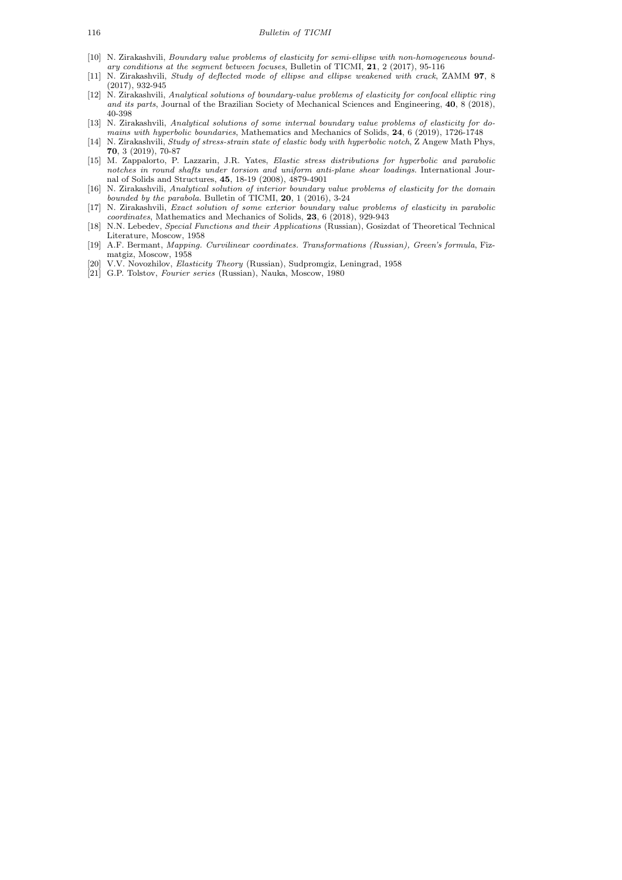[10] N. Zirakashvili, *Boundary value problems of elasticity for semi-ellipse with non-homogeneous boundary conditions at the segment between focuses*, Bulletin of TICMI, **21**, 2 (2017), 95-116

[11] N. Zirakashvili, *Study of deflected mode of ellipse and ellipse weakened with crack*, ZAMM **97**, 8 (2017), 932-945

[12] N. Zirakashvili, *Analytical solutions of boundary-value problems of elasticity for confocal elliptic ring and its parts*, Journal of the Brazilian Society of Mechanical Sciences and Engineering, **40**, 8 (2018), 40-398

[13] N. Zirakashvili, *Analytical solutions of some internal boundary value problems of elasticity for domains with hyperbolic boundaries*, Mathematics and Mechanics of Solids, **24**, 6 (2019), 1726-1748

[14] N. Zirakashvili, *Study of stress-strain state of elastic body with hyperbolic notch*, Z Angew Math Phys, **70**, 3 (2019), 70-87

[15] M. Zappalorto, P. Lazzarin, J.R. Yates, *Elastic stress distributions for hyperbolic and parabolic notches in round shafts under torsion and uniform anti-plane shear loadings*. International Journal of Solids and Structures, **45**, 18-19 (2008), 4879-4901

[16] N. Zirakashvili, *Analytical solution of interior boundary value problems of elasticity for the domain bounded by the parabola*. Bulletin of TICMI, **20**, 1 (2016), 3-24

[17] N. Zirakashvili, *Exact solution of some exterior boundary value problems of elasticity in parabolic coordinates*, Mathematics and Mechanics of Solids, **23**, 6 (2018), 929-943

[18] N.N. Lebedev, *Special Functions and their Applications* (Russian), Gosizdat of Theoretical Technical Literature, Moscow, 1958

[19] A.F. Bermant, *Mapping. Curvilinear coordinates. Transformations (Russian), Green's formula*, Fizmatgiz, Moscow, 1958

[20] V.V. Novozhilov, *Elasticity Theory* (Russian), Sudpromgiz, Leningrad, 1958

[21] G.P. Tolstov, *Fourier series* (Russian), Nauka, Moscow, 1980